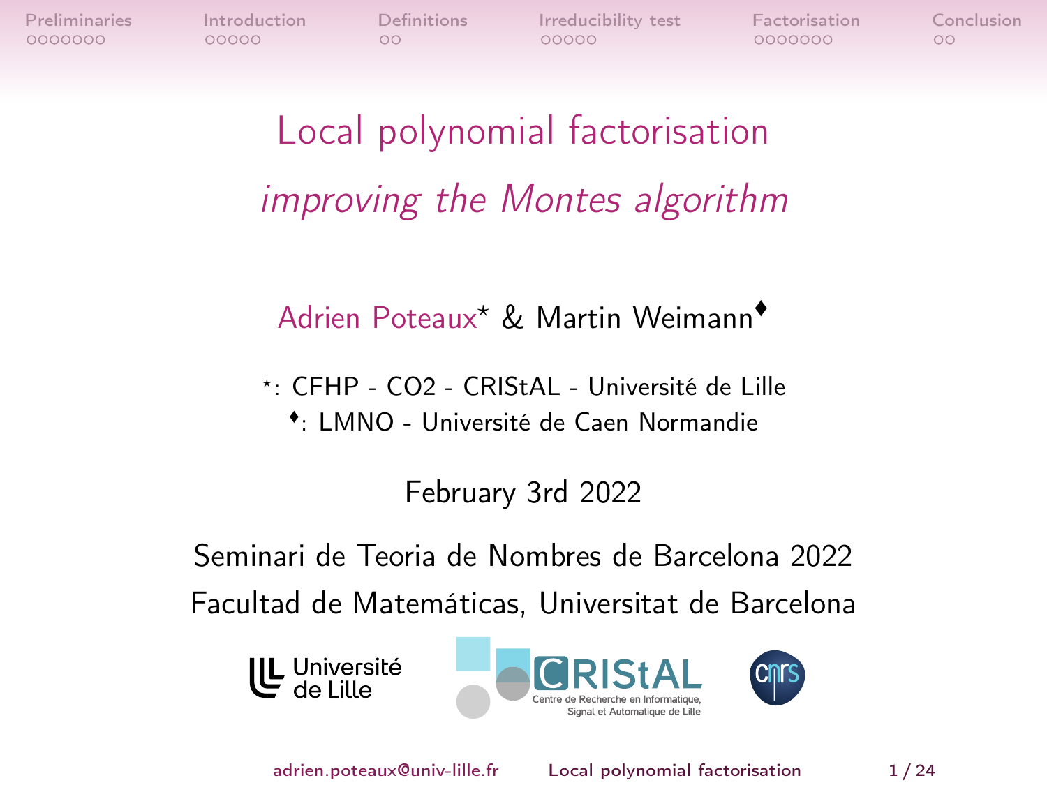# Local polynomial factorisation

## *improving the Montes algorithm*

Adrien Poteaux[⋆] & Martin Weimann[♦]

⋆: CFHP - CO2 - CRIStAL - Université de Lille

♦: LMNO - Université de Caen Normandie

February 3rd 2022

Seminari de Teoria de Nombres de Barcelona 2022

Facultad de Matemáticas, Universitat de Barcelona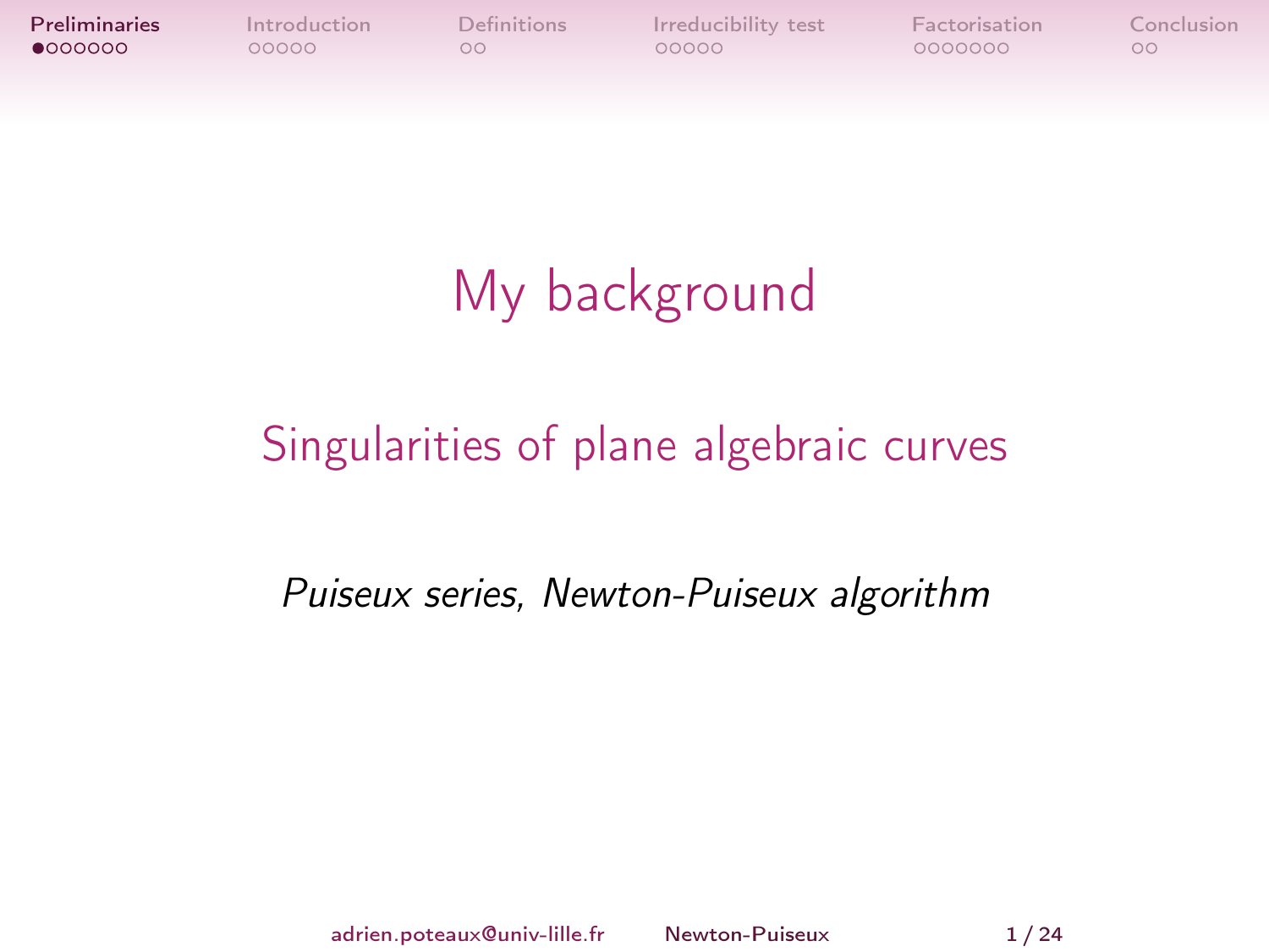# My background

## Singularities of plane algebraic curves

*Puiseux series, Newton-Puiseux algorithm*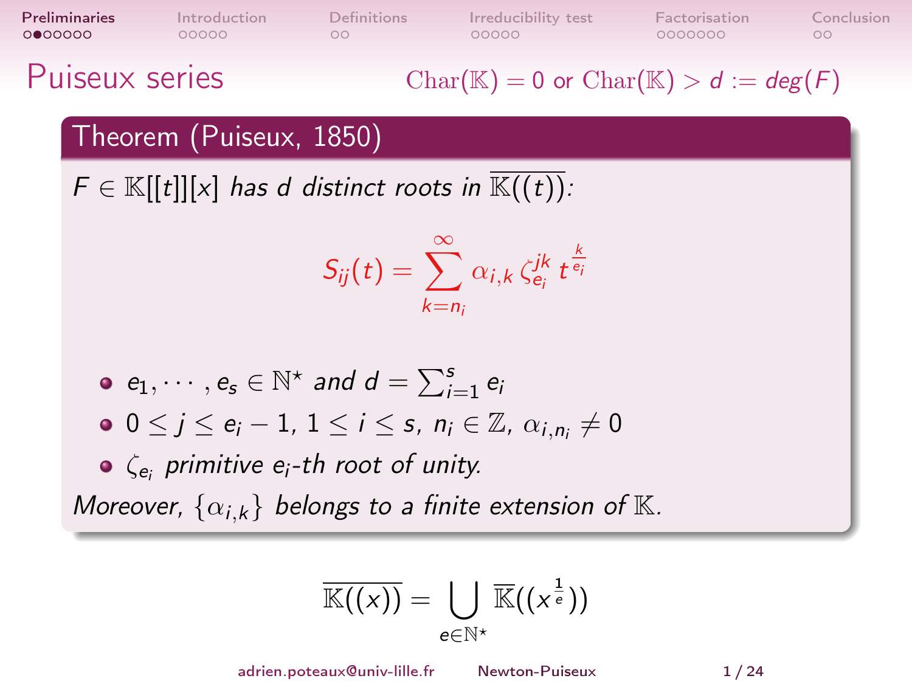# Puiseux series

$\mathrm{Char}(\mathbb{K}) = 0$ or $\mathrm{Char}(\mathbb{K}) > d := deg(F)$

**Theorem (Puiseux, 1850)**

*$F \in \mathbb{K}[[t]][x]$ has $d$ distinct roots in $\overline{\mathbb{K}((t))}$:*

$$S_{ij}(t) = \sum_{k=n_i}^{\infty} \alpha_{i,k}\, \zeta_{e_i}^{jk}\, t^{\frac{k}{e_i}}$$

- $e_1, \cdots, e_s \in \mathbb{N}^\star$ *and* $d = \sum_{i=1}^{s} e_i$
- $0 \leq j \leq e_i - 1$, $1 \leq i \leq s$, $n_i \in \mathbb{Z}$, $\alpha_{i,n_i} \neq 0$
- $\zeta_{e_i}$ *primitive $e_i$-th root of unity.*

*Moreover, $\{\alpha_{i,k}\}$ belongs to a finite extension of $\mathbb{K}$.*

$$\overline{\mathbb{K}((x))} = \bigcup_{e \in \mathbb{N}^\star} \overline{\mathbb{K}}((x^{\frac{1}{e}}))$$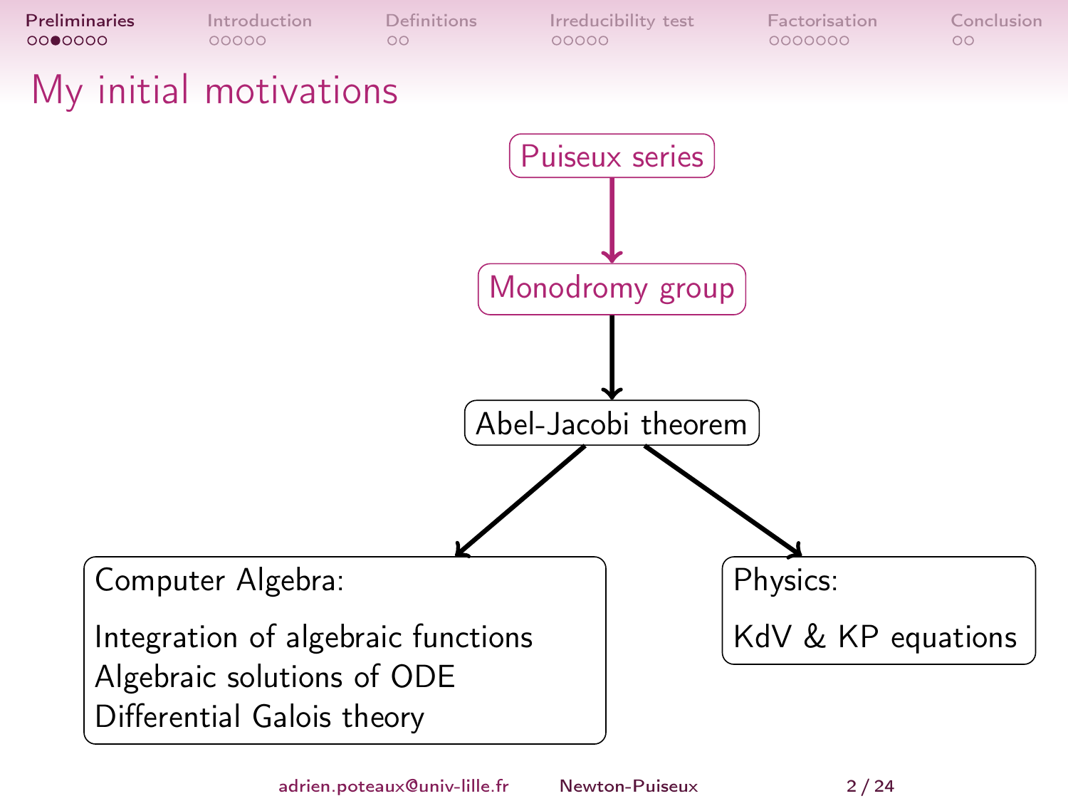# My initial motivations

Puiseux series

↓

Monodromy group

↓

Abel-Jacobi theorem

↙ ↘

Computer Algebra:

Integration of algebraic functions
Algebraic solutions of ODE
Differential Galois theory

Physics:

KdV & KP equations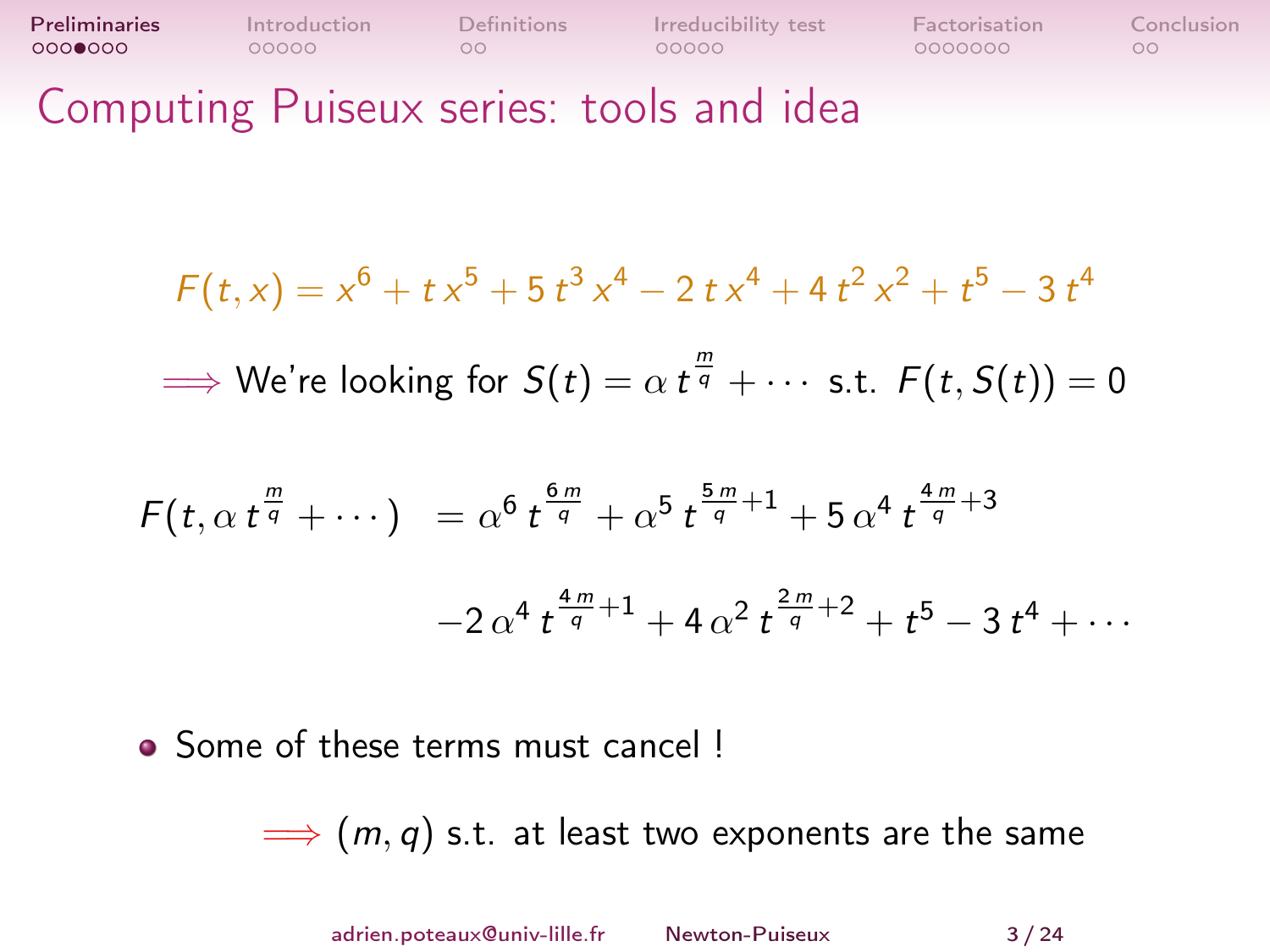# Computing Puiseux series: tools and idea

$$F(t,x) = x^6 + t\,x^5 + 5\,t^3\,x^4 - 2\,t\,x^4 + 4\,t^2\,x^2 + t^5 - 3\,t^4$$

$\Longrightarrow$ We're looking for $S(t) = \alpha\, t^{\frac{m}{q}} + \cdots$ s.t. $F(t, S(t)) = 0$

$$\begin{aligned} F(t, \alpha\, t^{\frac{m}{q}} + \cdots) &= \alpha^6\, t^{\frac{6\,m}{q}} + \alpha^5\, t^{\frac{5\,m}{q}+1} + 5\,\alpha^4\, t^{\frac{4\,m}{q}+3} \\ &\quad -2\,\alpha^4\, t^{\frac{4\,m}{q}+1} + 4\,\alpha^2\, t^{\frac{2\,m}{q}+2} + t^5 - 3\,t^4 + \cdots \end{aligned}$$

- Some of these terms must cancel !

  $\Longrightarrow$ $(m, q)$ s.t. at least two exponents are the same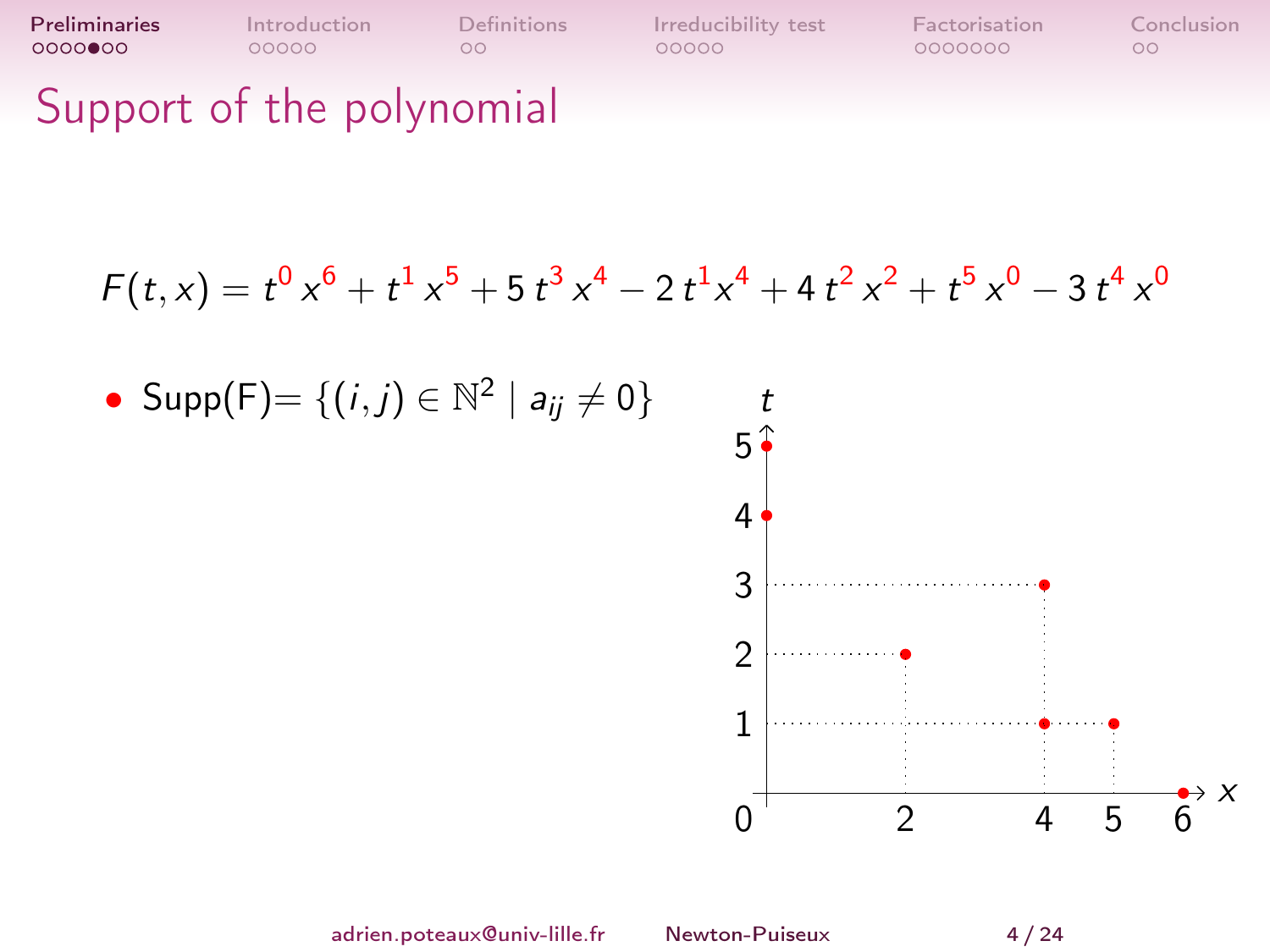# Support of the polynomial

$$F(t,x) = t^0\,x^6 + t^1\,x^5 + 5\,t^3\,x^4 - 2\,t^1 x^4 + 4\,t^2\,x^2 + t^5\,x^0 - 3\,t^4\,x^0$$

- Supp(F)$= \{(i,j) \in \mathbb{N}^2 \mid a_{ij} \neq 0\}$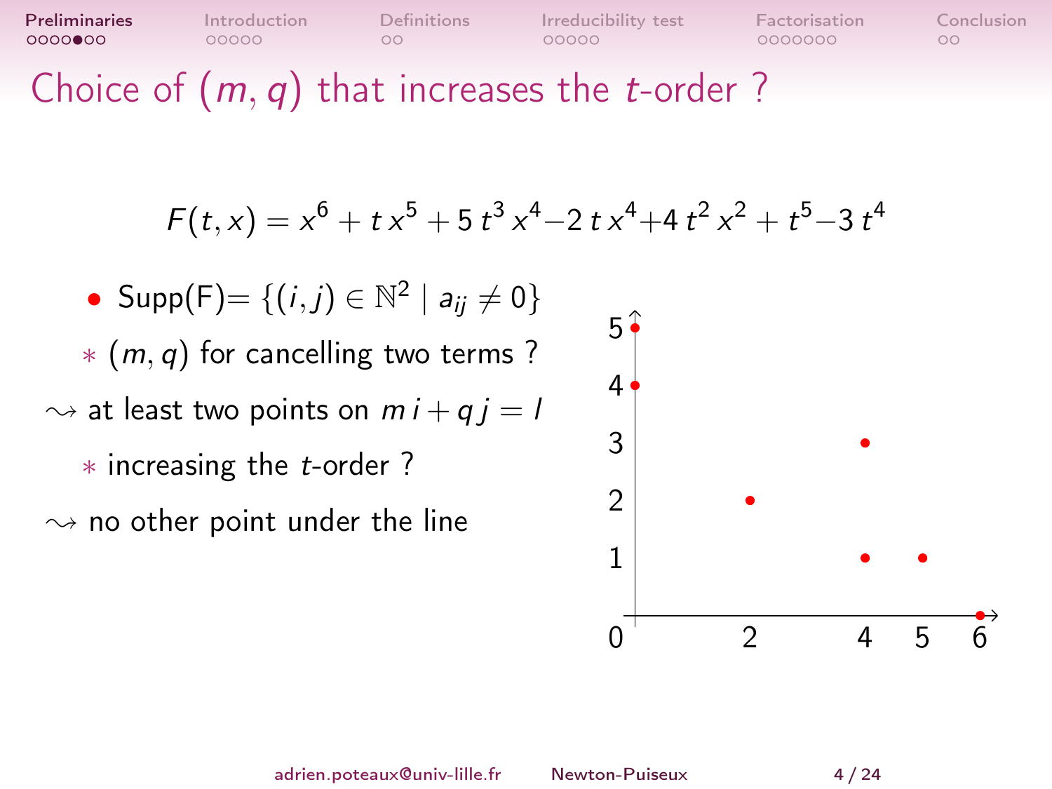# Choice of $(m, q)$ that increases the $t$-order ?

$$F(t,x) = x^6 + t\,x^5 + 5\,t^3\,x^4 - 2\,t\,x^4 + 4\,t^2\,x^2 + t^5 - 3\,t^4$$

- $\text{Supp(F)} = \{(i,j) \in \mathbb{N}^2 \mid a_{ij} \neq 0\}$

$*$ $(m, q)$ for cancelling two terms ?

$\rightsquigarrow$ at least two points on $m\,i + q\,j = l$

$*$ increasing the $t$-order ?

$\rightsquigarrow$ no other point under the line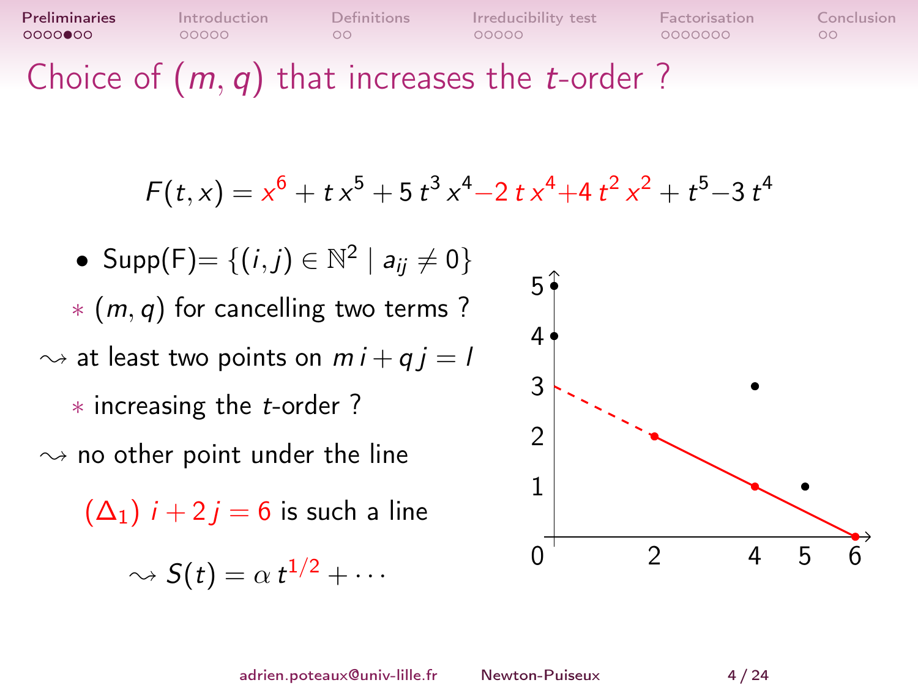# Choice of $(m, q)$ that increases the $t$-order ?

$$F(t,x) = x^6 + t\,x^5 + 5\,t^3\,x^4 - 2\,t\,x^4 + 4\,t^2\,x^2 + t^5 - 3\,t^4$$

- Supp(F)$= \{(i,j) \in \mathbb{N}^2 \mid a_{ij} \neq 0\}$

  $*$ $(m, q)$ for cancelling two terms ?

$\rightsquigarrow$ at least two points on $m\,i + q\,j = l$

  $*$ increasing the $t$-order ?

$\rightsquigarrow$ no other point under the line

  $(\Delta_1)$ $i + 2\,j = 6$ is such a line

  $\rightsquigarrow S(t) = \alpha\, t^{1/2} + \cdots$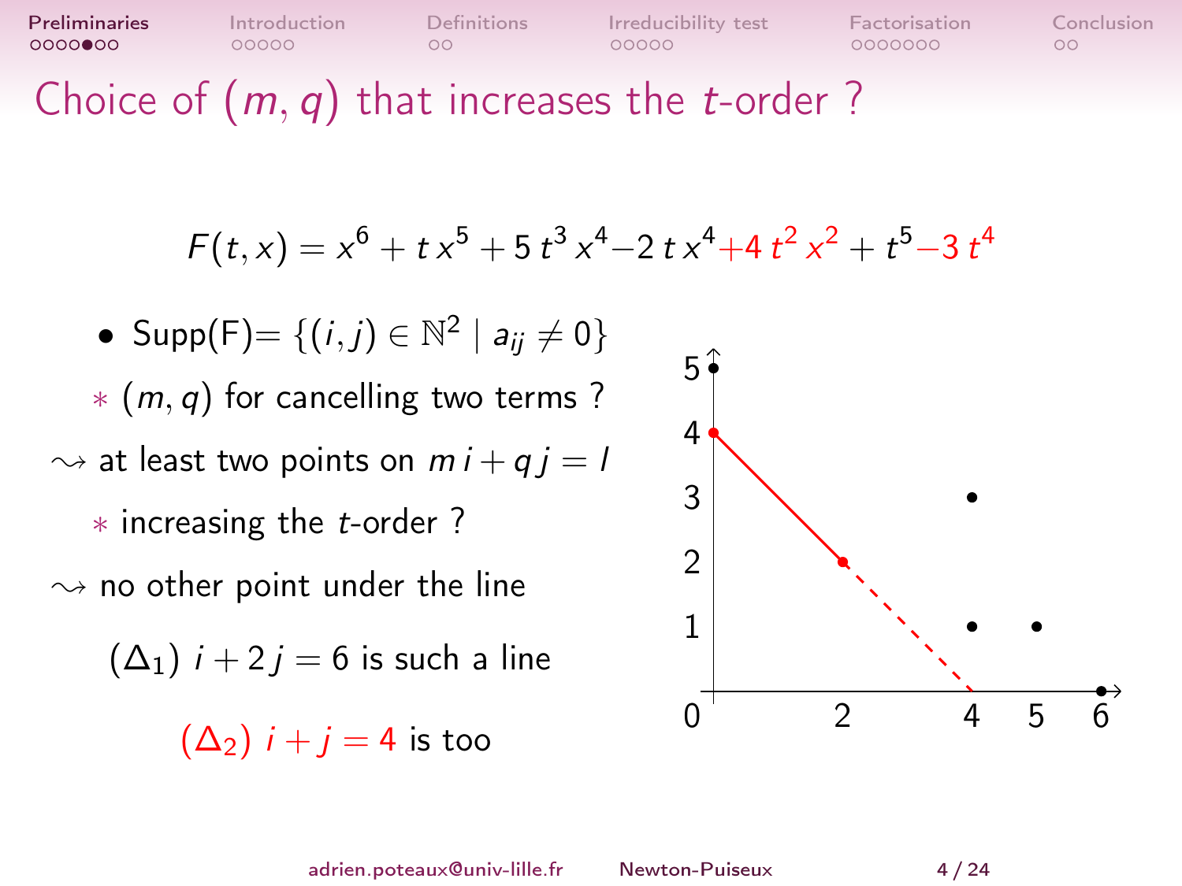# Choice of $(m, q)$ that increases the $t$-order ?

$$F(t, x) = x^6 + t\,x^5 + 5\,t^3\,x^4 - 2\,t\,x^4 + 4\,t^2\,x^2 + t^5 - 3\,t^4$$

- Supp(F)$= \{(i,j) \in \mathbb{N}^2 \mid a_{ij} \neq 0\}$

  * $(m, q)$ for cancelling two terms ?

$\rightsquigarrow$ at least two points on $m\,i + q\,j = l$

  * increasing the $t$-order ?

$\rightsquigarrow$ no other point under the line

$(\Delta_1)$ $i + 2\,j = 6$ is such a line

$(\Delta_2)$ $i + j = 4$ is too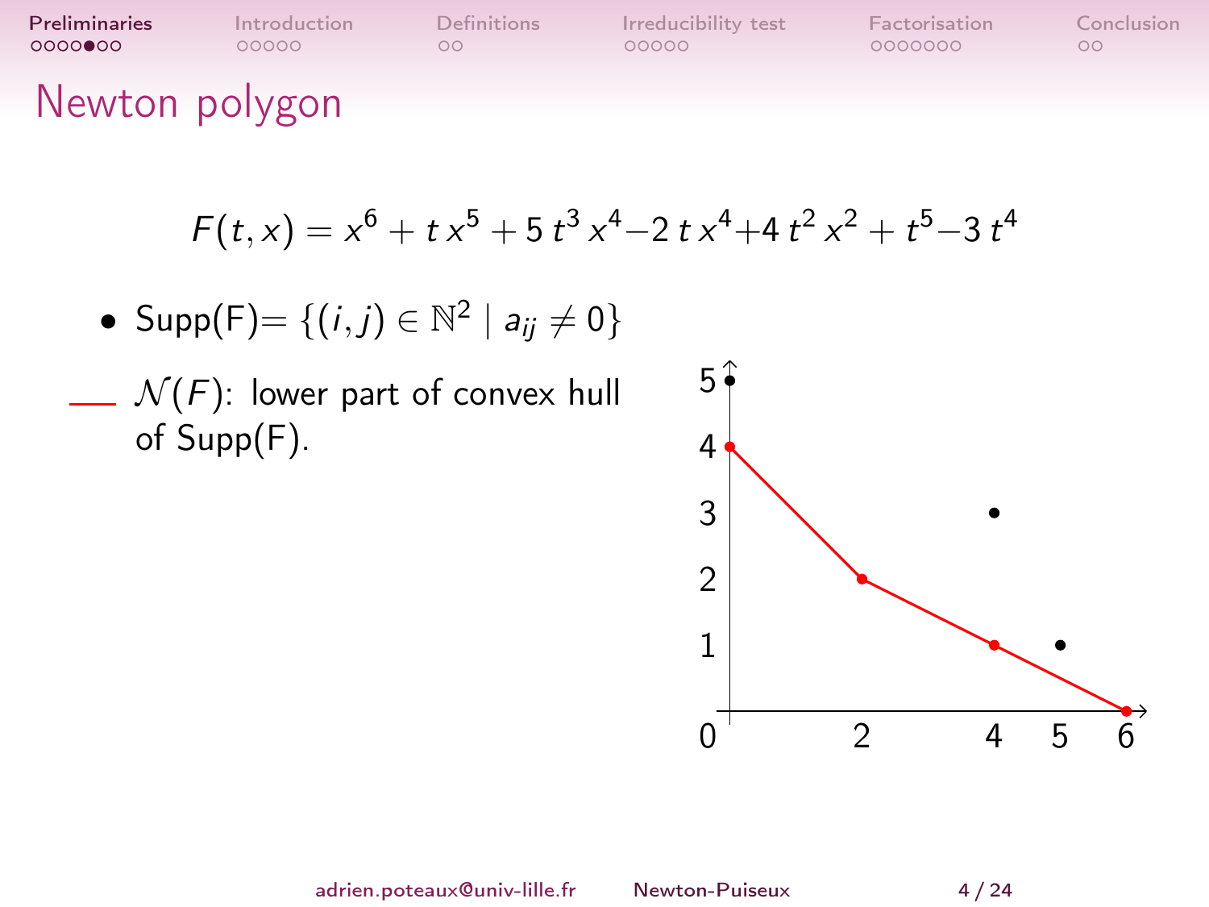# Newton polygon

$$F(t,x) = x^6 + t\,x^5 + 5\,t^3\,x^4 - 2\,t\,x^4 + 4\,t^2\,x^2 + t^5 - 3\,t^4$$

- Supp(F)$= \{(i,j) \in \mathbb{N}^2 \mid a_{ij} \neq 0\}$
- $\mathcal{N}(F)$: lower part of convex hull of Supp(F).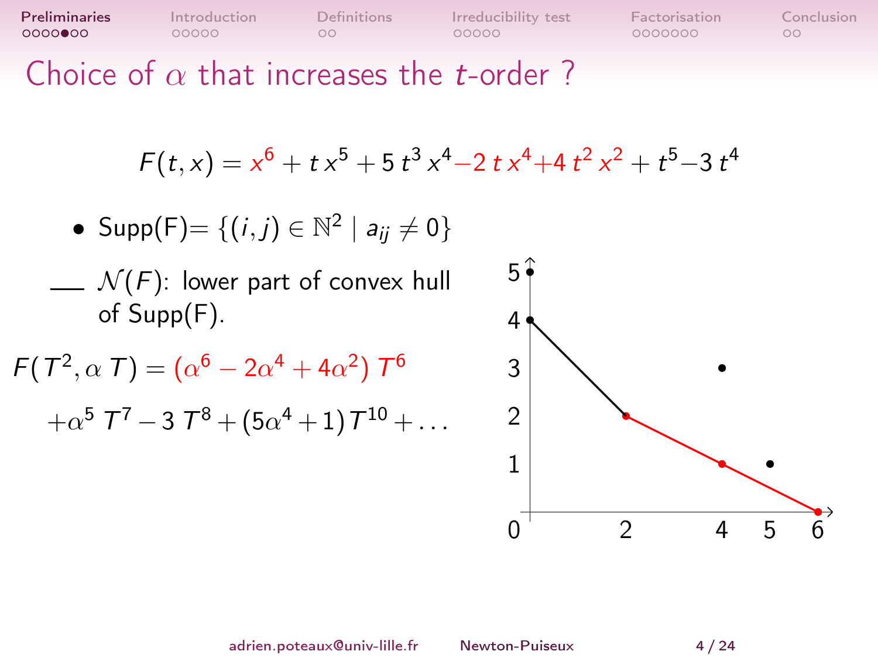# Choice of $\alpha$ that increases the $t$-order ?

$$F(t,x) = x^6 + t\,x^5 + 5\,t^3\,x^4 - 2\,t\,x^4 + 4\,t^2\,x^2 + t^5 - 3\,t^4$$

- Supp(F)= $\{(i,j) \in \mathbb{N}^2 \mid a_{ij} \neq 0\}$

— $\mathcal{N}(F)$: lower part of convex hull of Supp(F).

$$F(T^2, \alpha\,T) = (\alpha^6 - 2\alpha^4 + 4\alpha^2)\,T^6$$

$$+\alpha^5\,T^7 - 3\,T^8 + (5\alpha^4 + 1)\,T^{10} + \ldots$$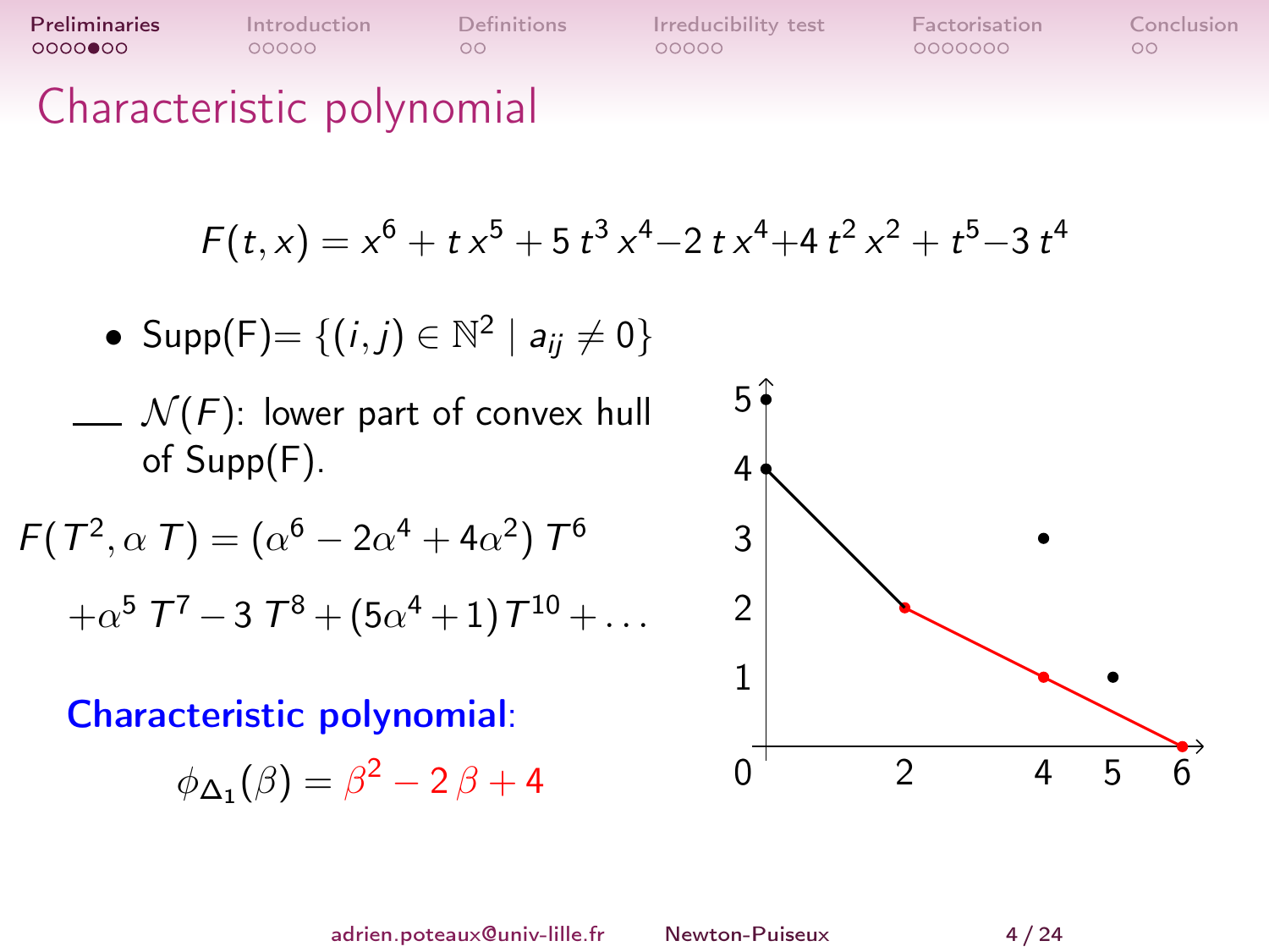# Characteristic polynomial

$$F(t,x) = x^6 + t\,x^5 + 5\,t^3\,x^4 - 2\,t\,x^4 + 4\,t^2\,x^2 + t^5 - 3\,t^4$$

- Supp(F)= $\{(i,j) \in \mathbb{N}^2 \mid a_{ij} \neq 0\}$

— $\mathcal{N}(F)$: lower part of convex hull of Supp(F).

$$F(T^2, \alpha\,T) = (\alpha^6 - 2\alpha^4 + 4\alpha^2)\,T^6$$

$$+\alpha^5\,T^7 - 3\,T^8 + (5\alpha^4 + 1)\,T^{10} + \dots$$

**Characteristic polynomial**:

$$\phi_{\Delta_1}(\beta) = \beta^2 - 2\,\beta + 4$$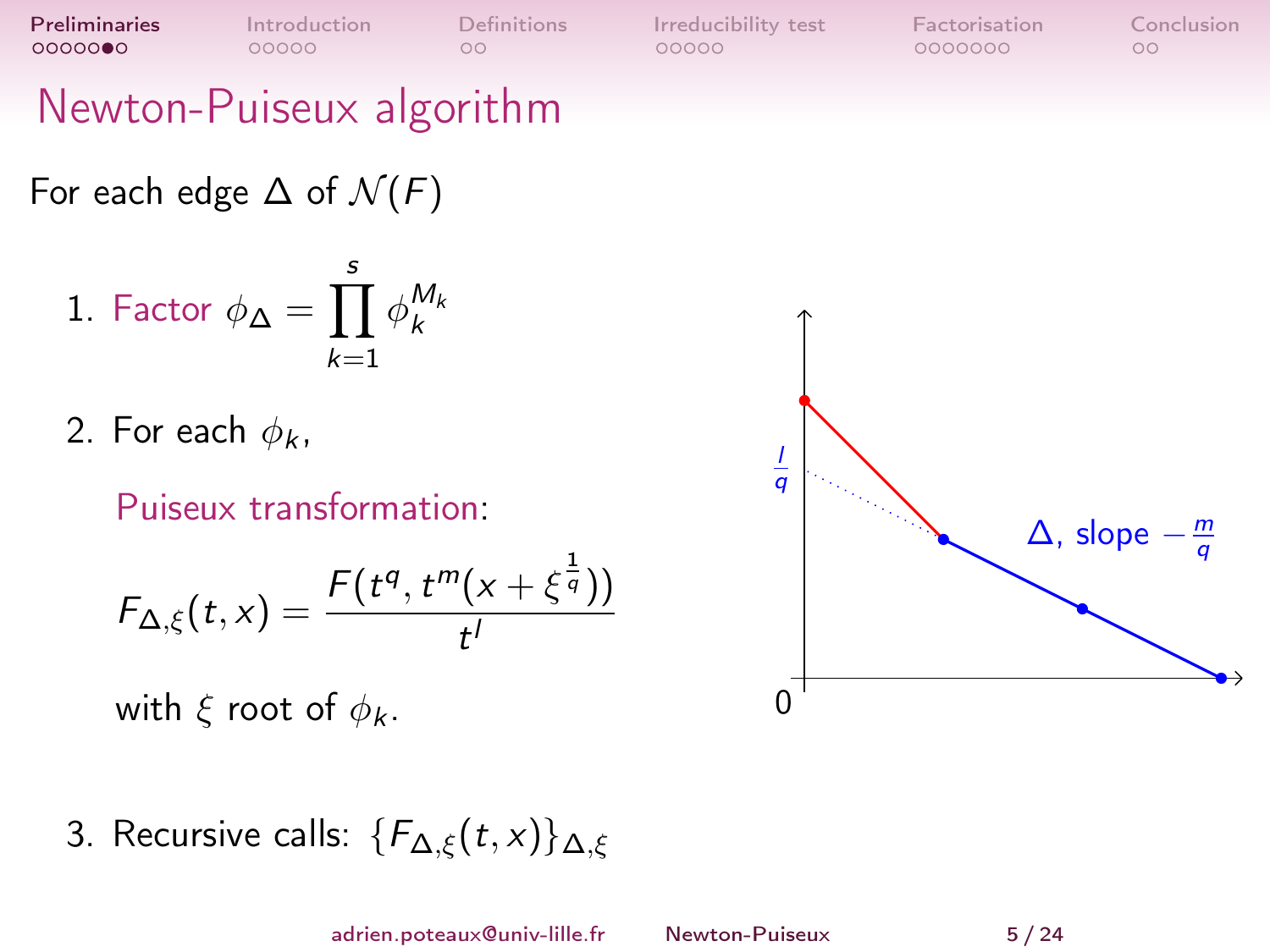# Newton-Puiseux algorithm

For each edge $\Delta$ of $\mathcal{N}(F)$

1. Factor $\phi_\Delta = \prod_{k=1}^{s} \phi_k^{M_k}$

2. For each $\phi_k$,

   Puiseux transformation:

   $$F_{\Delta,\xi}(t,x) = \frac{F(t^q, t^m(x + \xi^{\frac{1}{q}}))}{t^l}$$

   with $\xi$ root of $\phi_k$.

3. Recursive calls: $\{F_{\Delta,\xi}(t,x)\}_{\Delta,\xi}$

$\frac{l}{q}$

$\Delta$, slope $-\frac{m}{q}$

0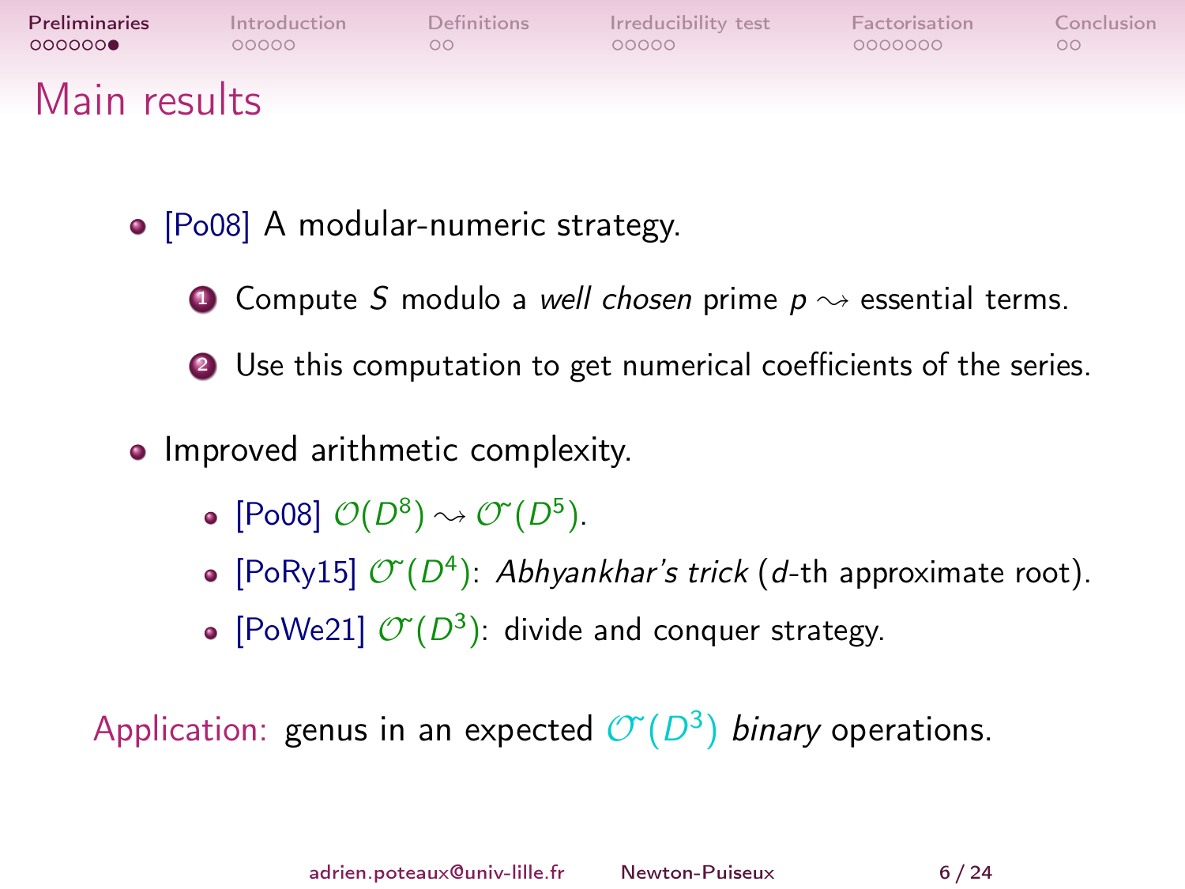# Main results

- [Po08] A modular-numeric strategy.
  1. Compute $S$ modulo a *well chosen* prime $p \rightsquigarrow$ essential terms.
  2. Use this computation to get numerical coefficients of the series.
- Improved arithmetic complexity.
  - [Po08] $\mathcal{O}(D^8) \rightsquigarrow \tilde{\mathcal{O}}(D^5)$.
  - [PoRy15] $\tilde{\mathcal{O}}(D^4)$: *Abhyankhar's trick* ($d$-th approximate root).
  - [PoWe21] $\tilde{\mathcal{O}}(D^3)$: divide and conquer strategy.

Application: genus in an expected $\tilde{\mathcal{O}}(D^3)$ *binary* operations.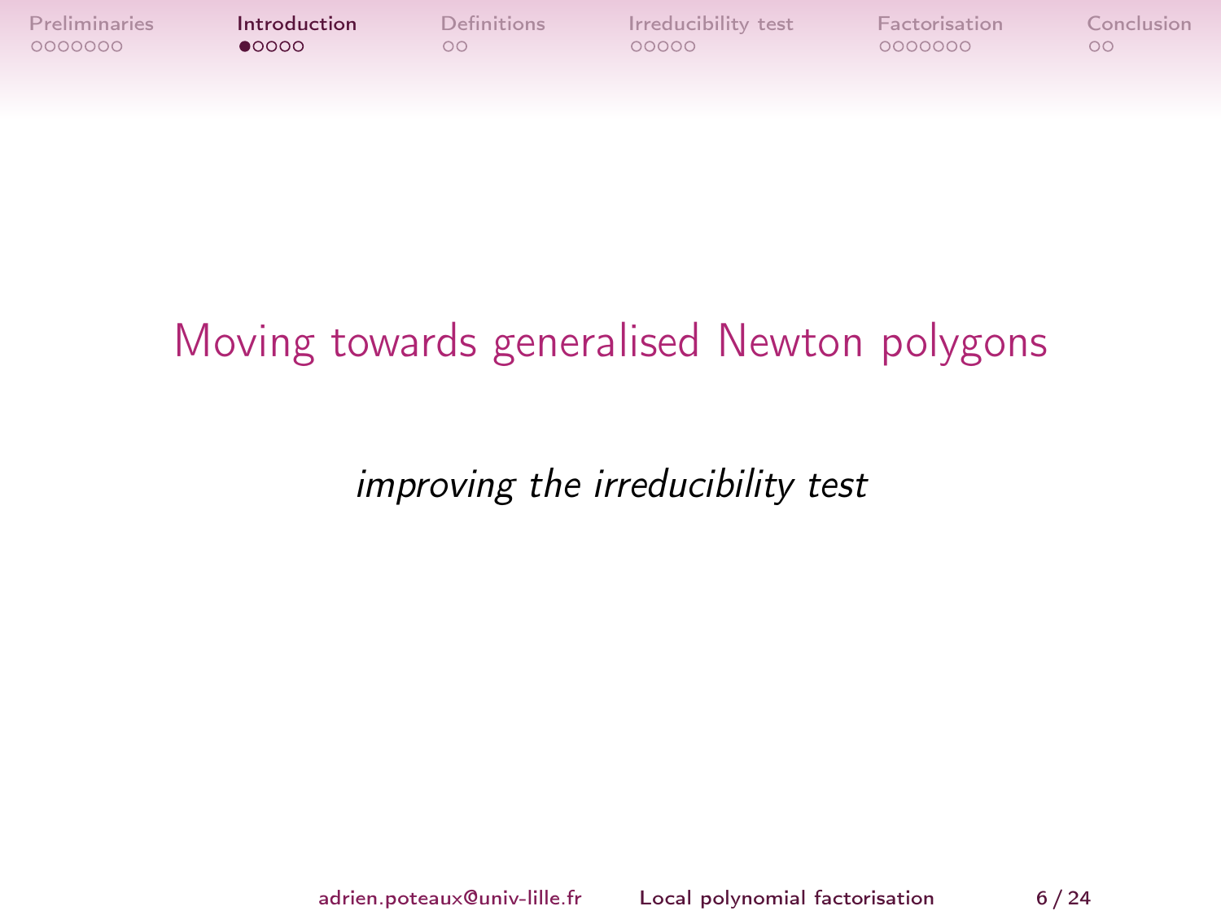# Moving towards generalised Newton polygons

*improving the irreducibility test*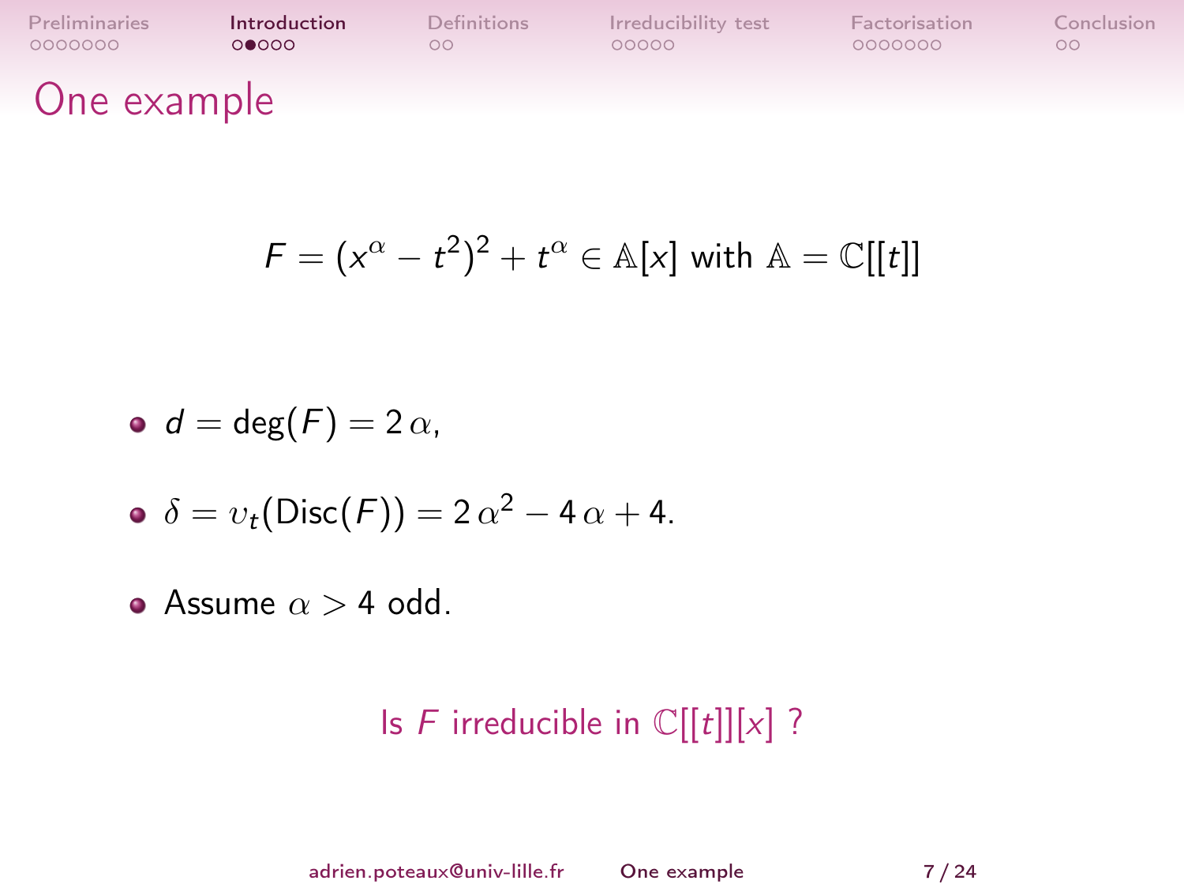# One example

$$F = (x^\alpha - t^2)^2 + t^\alpha \in \mathbb{A}[x] \text{ with } \mathbb{A} = \mathbb{C}[[t]]$$

- $d = \deg(F) = 2\,\alpha$,
- $\delta = v_t(\mathrm{Disc}(F)) = 2\,\alpha^2 - 4\,\alpha + 4$.
- Assume $\alpha > 4$ odd.

Is $F$ irreducible in $\mathbb{C}[[t]][x]$ ?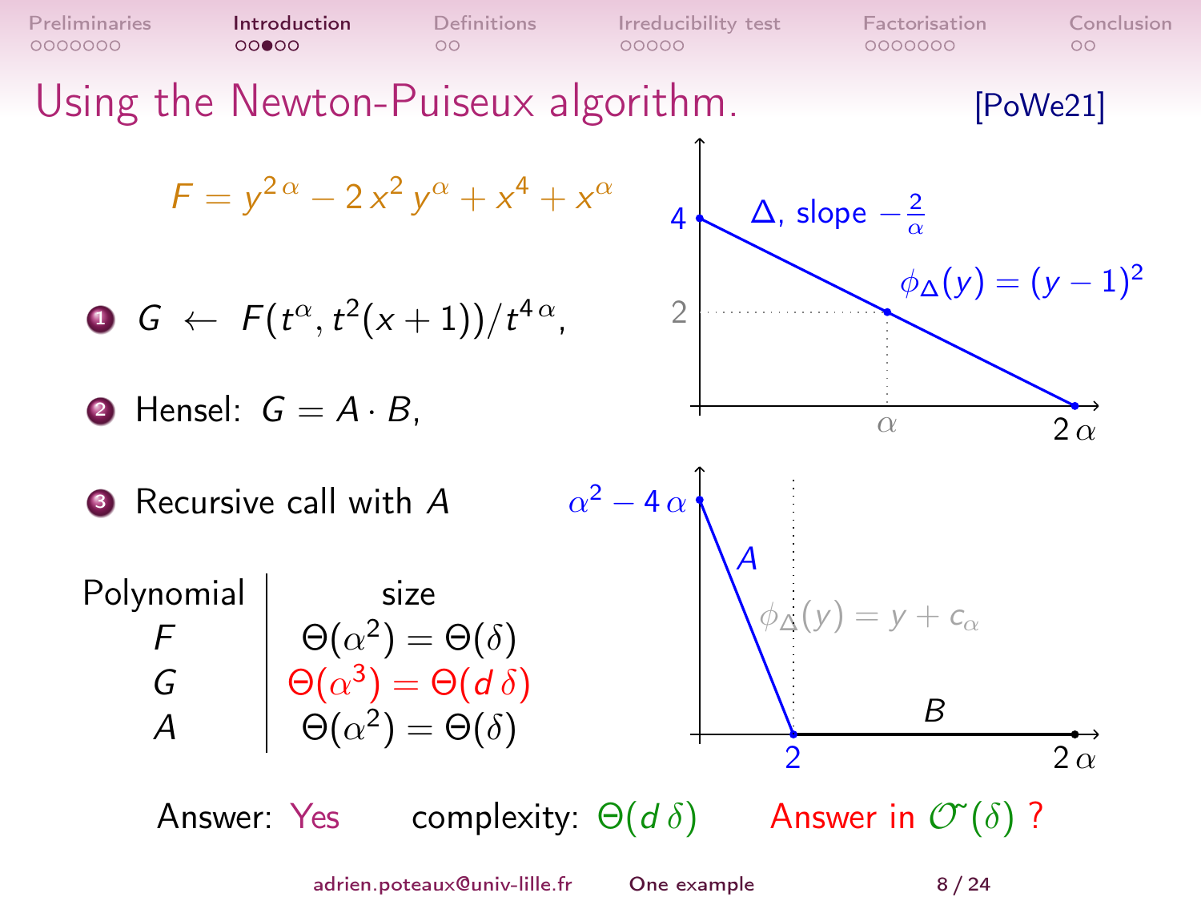# Using the Newton-Puiseux algorithm. [PoWe21]

$$F = y^{2\alpha} - 2x^2 y^{\alpha} + x^4 + x^{\alpha}$$

1. $G \leftarrow F(t^{\alpha}, t^2(x+1))/t^{4\alpha}$,
2. Hensel: $G = A \cdot B$,
3. Recursive call with $A$

| Polynomial | size |
|---|---|
| $F$ | $\Theta(\alpha^2) = \Theta(\delta)$ |
| $G$ | $\Theta(\alpha^3) = \Theta(d\,\delta)$ |
| $A$ | $\Theta(\alpha^2) = \Theta(\delta)$ |

Newton polygon of $F$: vertices at $4$ (vertical axis) and $2\alpha$ (horizontal axis), passing through $(\alpha, 2)$; $\Delta$, slope $-\frac{2}{\alpha}$, $\phi_{\Delta}(y) = (y-1)^2$.

Newton polygon of $G$: $A$ from $\alpha^2 - 4\alpha$ (vertical axis) to $2$; $B$ from $2$ to $2\alpha$; $\phi_{\Delta}(y) = y + c_{\alpha}$.

Answer: Yes complexity: $\Theta(d\,\delta)$ Answer in $\tilde{\mathcal{O}}(\delta)$ ?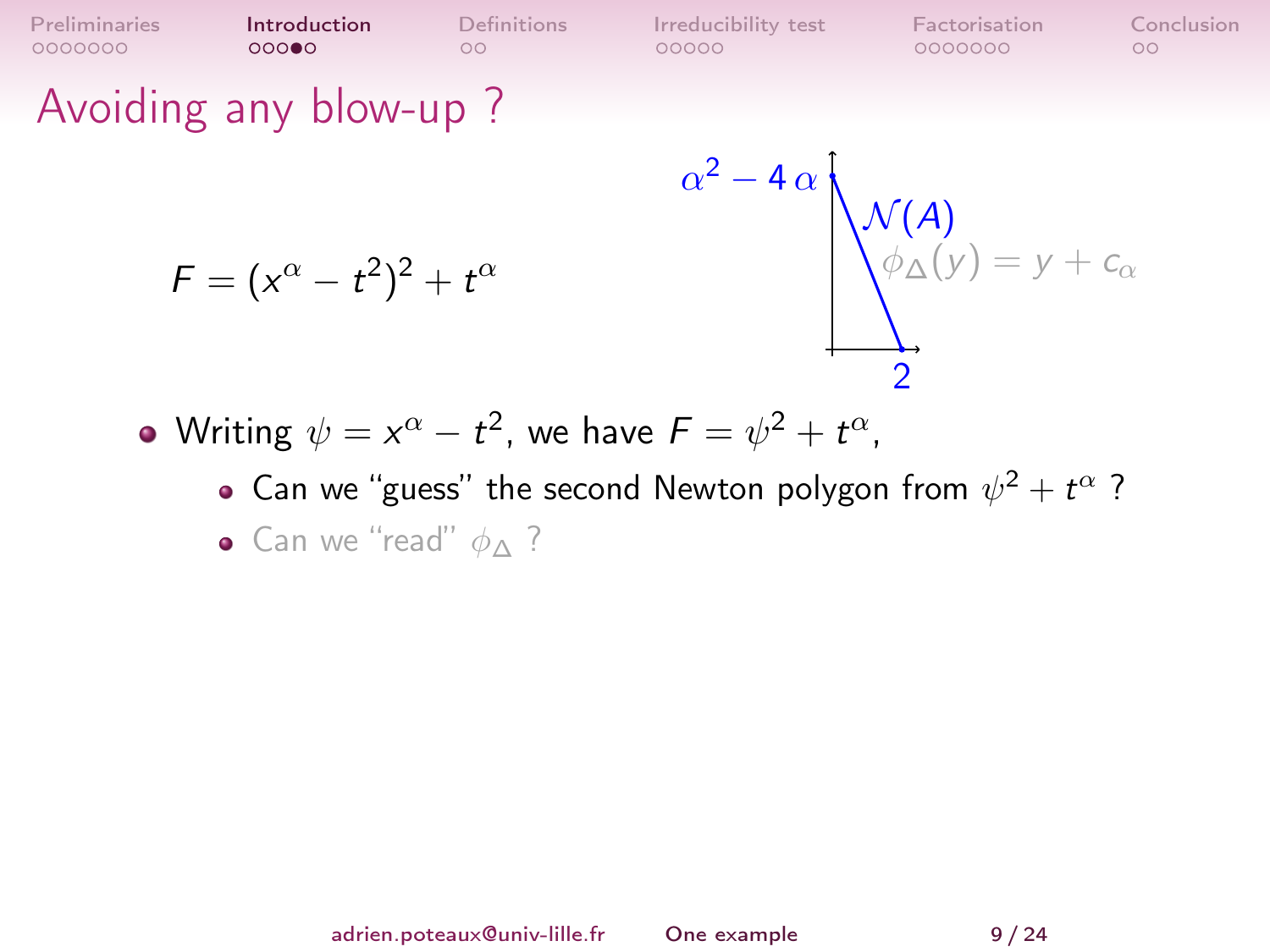# Avoiding any blow-up ?

$$F = (x^\alpha - t^2)^2 + t^\alpha$$

$\alpha^2 - 4\,\alpha$

$\mathcal{N}(A)$

$\phi_\Delta(y) = y + c_\alpha$

2

- Writing $\psi = x^\alpha - t^2$, we have $F = \psi^2 + t^\alpha$,
  - Can we "guess" the second Newton polygon from $\psi^2 + t^\alpha$ ?
  - Can we "read" $\phi_\Delta$ ?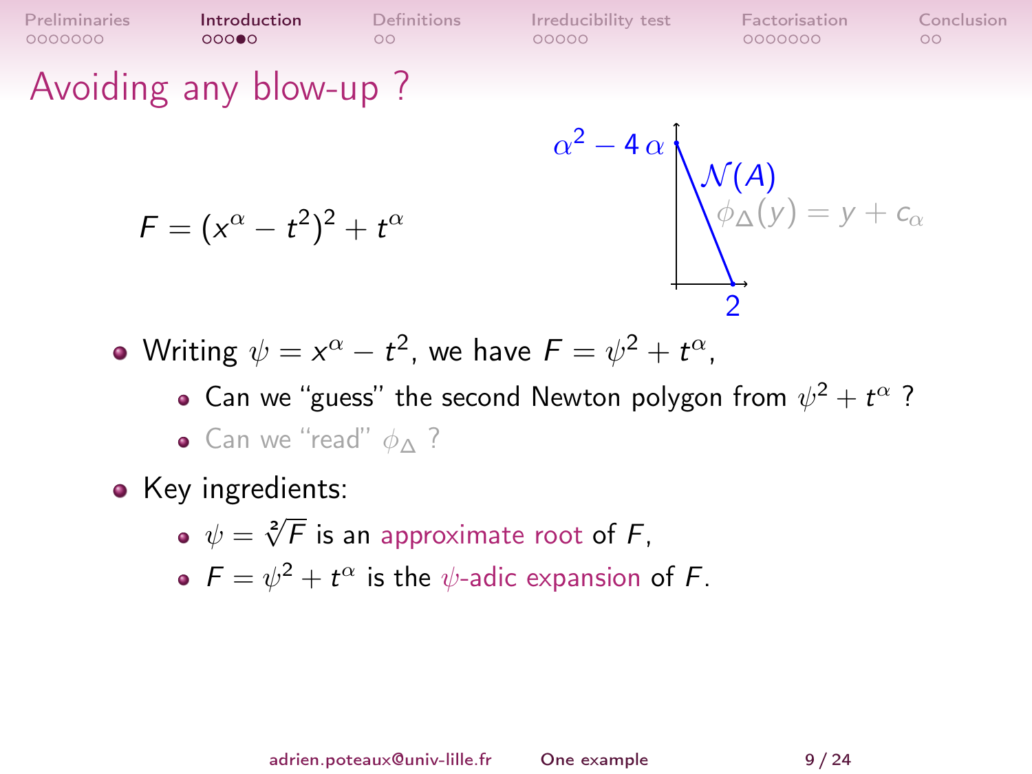# Avoiding any blow-up ?

$$F = (x^\alpha - t^2)^2 + t^\alpha$$

$\alpha^2 - 4\,\alpha$

$\mathcal{N}(A)$

$\phi_\Delta(y) = y + c_\alpha$

2

- Writing $\psi = x^\alpha - t^2$, we have $F = \psi^2 + t^\alpha$,
  - Can we "guess" the second Newton polygon from $\psi^2 + t^\alpha$ ?
  - Can we "read" $\phi_\Delta$ ?
- Key ingredients:
  - $\psi = \sqrt[2]{F}$ is an approximate root of $F$,
  - $F = \psi^2 + t^\alpha$ is the $\psi$-adic expansion of $F$.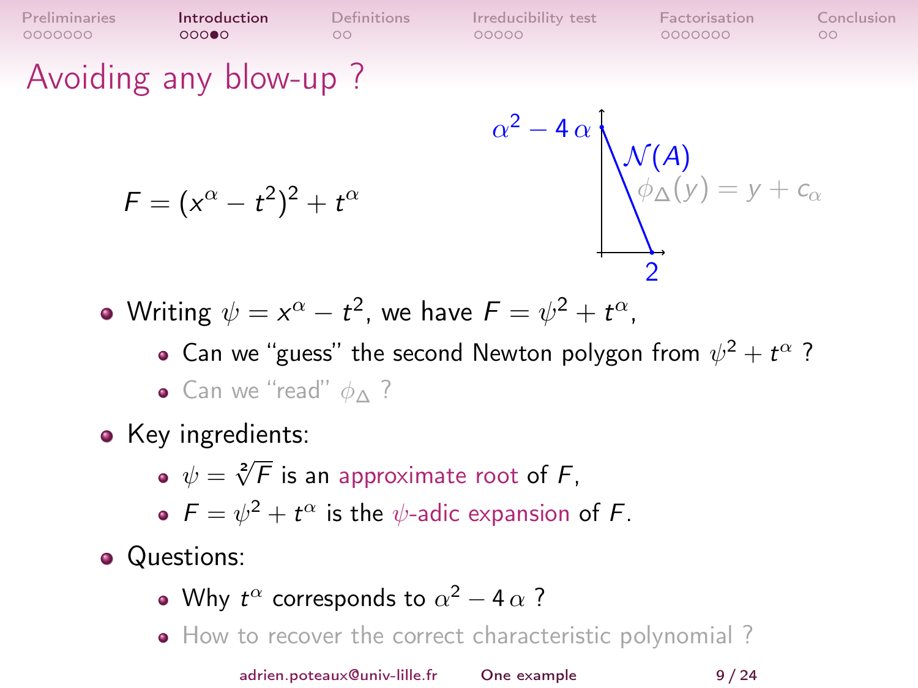# Avoiding any blow-up ?

$$F = (x^\alpha - t^2)^2 + t^\alpha$$

$\alpha^2 - 4\,\alpha$

$\mathcal{N}(A)$

$\phi_\Delta(y) = y + c_\alpha$

2

- Writing $\psi = x^\alpha - t^2$, we have $F = \psi^2 + t^\alpha$,
  - Can we "guess" the second Newton polygon from $\psi^2 + t^\alpha$ ?
  - Can we "read" $\phi_\Delta$ ?
- Key ingredients:
  - $\psi = \sqrt[2]{F}$ is an approximate root of $F$,
  - $F = \psi^2 + t^\alpha$ is the $\psi$-adic expansion of $F$.
- Questions:
  - Why $t^\alpha$ corresponds to $\alpha^2 - 4\,\alpha$ ?
  - How to recover the correct characteristic polynomial ?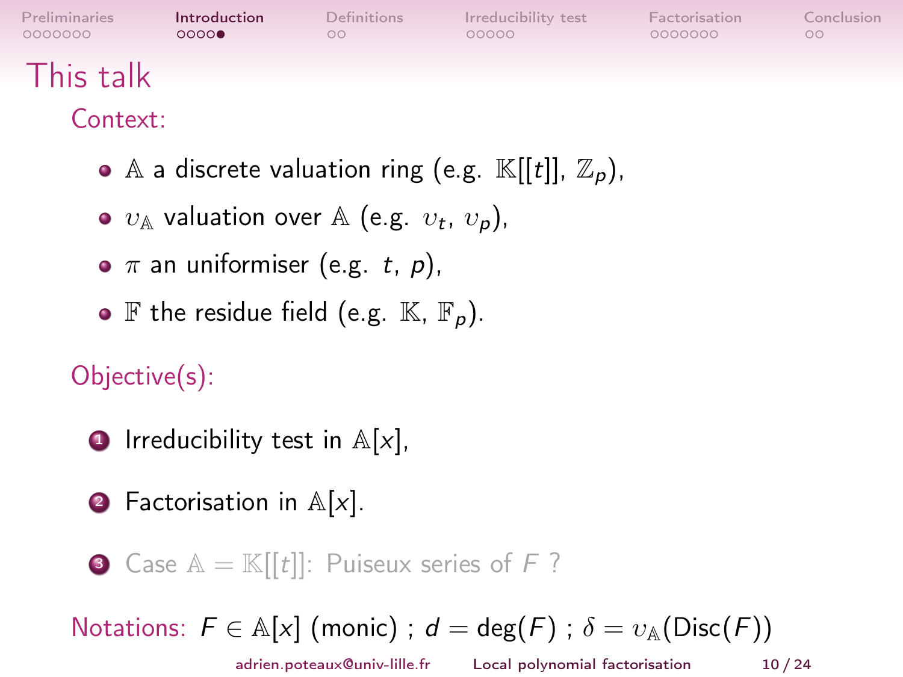# This talk

**Context:**

- $\mathbb{A}$ a discrete valuation ring (e.g. $\mathbb{K}[[t]]$, $\mathbb{Z}_p$),
- $\upsilon_{\mathbb{A}}$ valuation over $\mathbb{A}$ (e.g. $\upsilon_t$, $\upsilon_p$),
- $\pi$ an uniformiser (e.g. $t$, $p$),
- $\mathbb{F}$ the residue field (e.g. $\mathbb{K}$, $\mathbb{F}_p$).

**Objective(s):**

1. Irreducibility test in $\mathbb{A}[x]$,
2. Factorisation in $\mathbb{A}[x]$.
3. Case $\mathbb{A} = \mathbb{K}[[t]]$: Puiseux series of $F$ ?

**Notations:** $F \in \mathbb{A}[x]$ (monic) ; $d = \deg(F)$ ; $\delta = \upsilon_{\mathbb{A}}(\mathrm{Disc}(F))$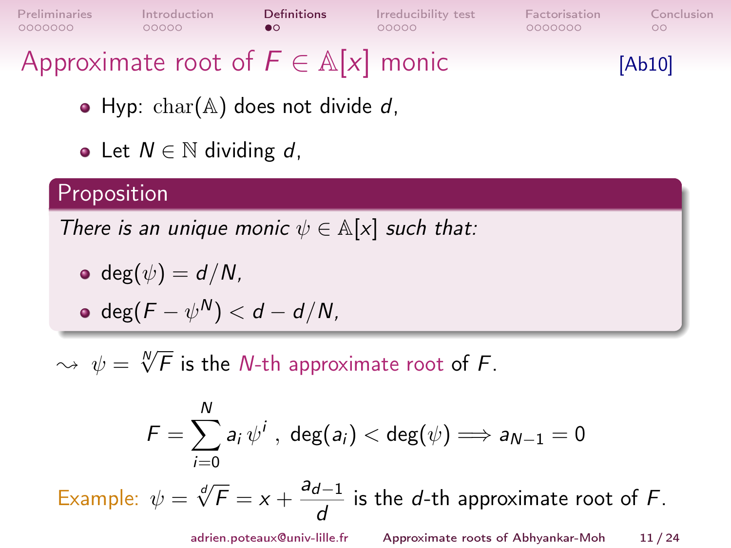# Approximate root of $F \in \mathbb{A}[x]$ monic

[Ab10]

- Hyp: $\mathrm{char}(\mathbb{A})$ does not divide $d$,
- Let $N \in \mathbb{N}$ dividing $d$,

**Proposition**

*There is an unique monic $\psi \in \mathbb{A}[x]$ such that:*

- $\deg(\psi) = d/N$,
- $\deg(F - \psi^N) < d - d/N$,

$\rightsquigarrow$ $\psi = \sqrt[N]{F}$ is the $N$-th approximate root of $F$.

$$F = \sum_{i=0}^{N} a_i \, \psi^i \ , \ \deg(a_i) < \deg(\psi) \Longrightarrow a_{N-1} = 0$$

Example: $\psi = \sqrt[d]{F} = x + \dfrac{a_{d-1}}{d}$ is the $d$-th approximate root of $F$.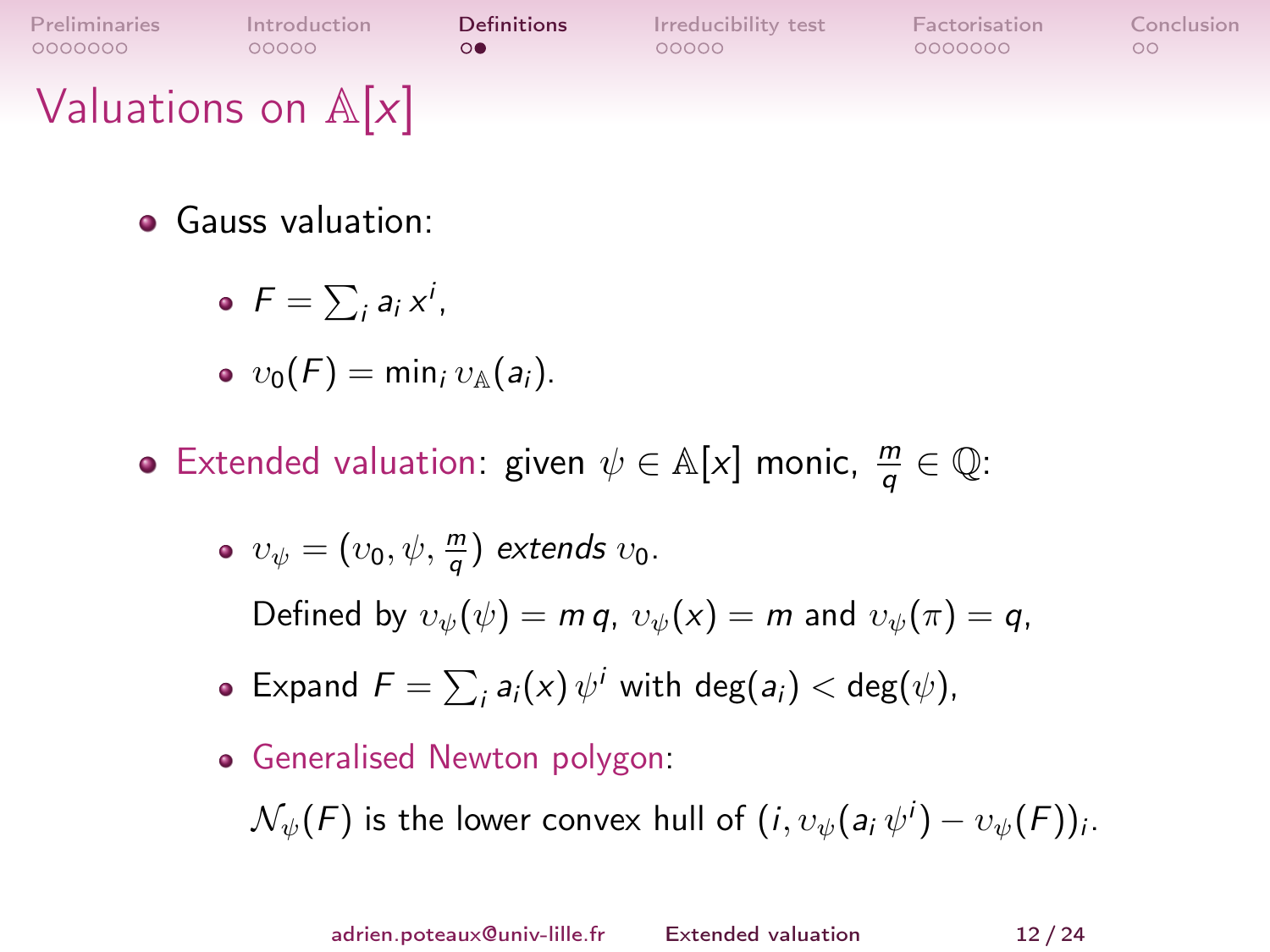# Valuations on $\mathbb{A}[x]$

- Gauss valuation:
  - $F = \sum_i a_i \, x^i$,
  - $\upsilon_0(F) = \min_i \upsilon_{\mathbb{A}}(a_i)$.
- Extended valuation: given $\psi \in \mathbb{A}[x]$ monic, $\frac{m}{q} \in \mathbb{Q}$:
  - $\upsilon_\psi = (\upsilon_0, \psi, \frac{m}{q})$ *extends* $\upsilon_0$.

    Defined by $\upsilon_\psi(\psi) = m\, q$, $\upsilon_\psi(x) = m$ and $\upsilon_\psi(\pi) = q$,
  - Expand $F = \sum_i a_i(x)\, \psi^i$ with $\deg(a_i) < \deg(\psi)$,
  - Generalised Newton polygon:

    $\mathcal{N}_\psi(F)$ is the lower convex hull of $(i, \upsilon_\psi(a_i \, \psi^i) - \upsilon_\psi(F))_i$.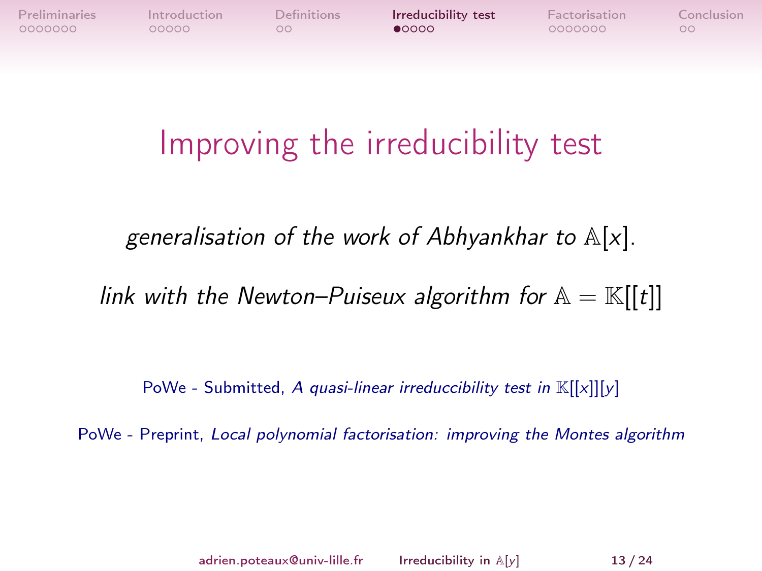# Improving the irreducibility test

*generalisation of the work of Abhyankhar to $\mathbb{A}[x]$.*

*link with the Newton–Puiseux algorithm for $\mathbb{A} = \mathbb{K}[[t]]$*

PoWe - Submitted, *A quasi-linear irreduccibility test in $\mathbb{K}[[x]][y]$*

PoWe - Preprint, *Local polynomial factorisation: improving the Montes algorithm*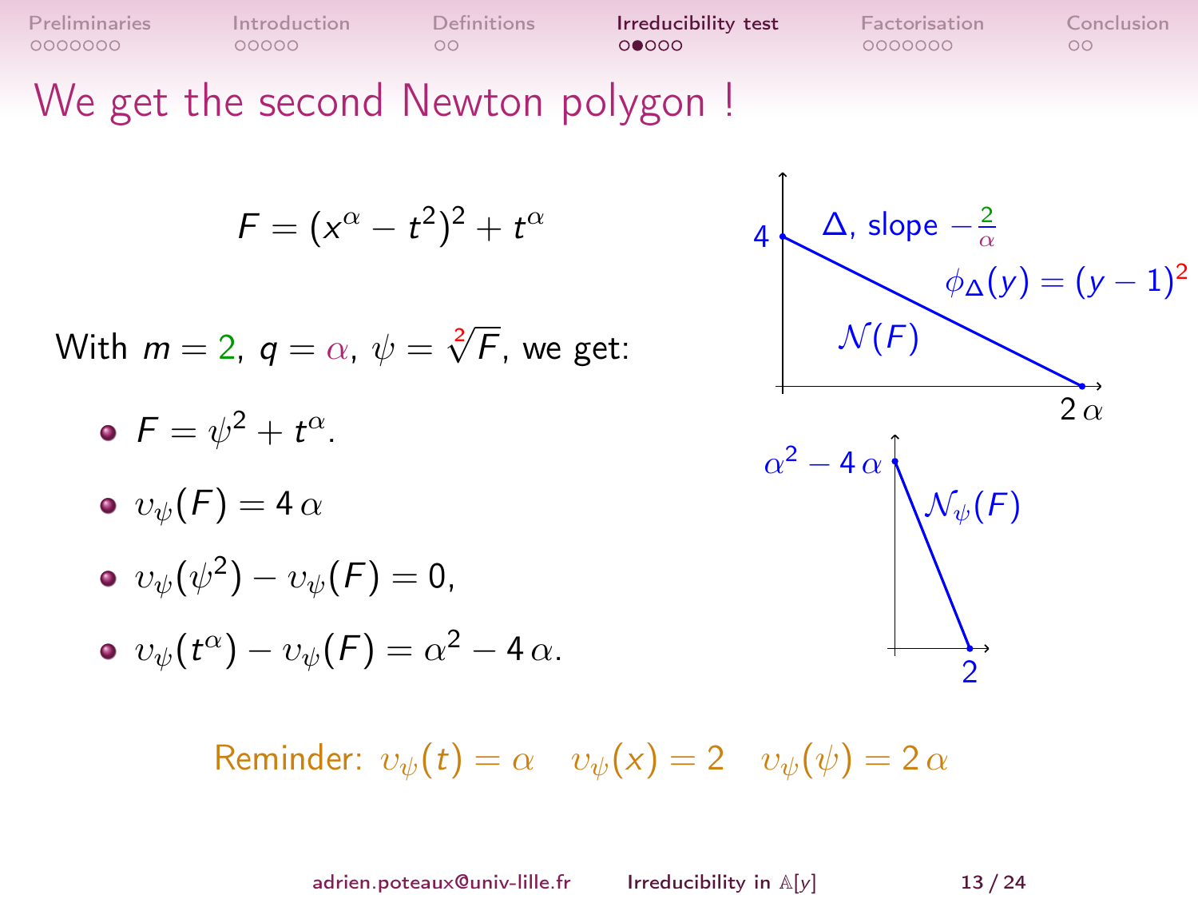# We get the second Newton polygon !

$$F = (x^\alpha - t^2)^2 + t^\alpha$$

With $m = 2$, $q = \alpha$, $\psi = \sqrt[2]{F}$, we get:

- $F = \psi^2 + t^\alpha$.
- $v_\psi(F) = 4\,\alpha$
- $v_\psi(\psi^2) - v_\psi(F) = 0$,
- $v_\psi(t^\alpha) - v_\psi(F) = \alpha^2 - 4\,\alpha$.

$\Delta$, slope $-\frac{2}{\alpha}$

$\phi_\Delta(y) = (y-1)^2$

$\mathcal{N}(F)$ (points $4$ and $2\,\alpha$)

$\mathcal{N}_\psi(F)$ (points $\alpha^2 - 4\,\alpha$ and $2$)

Reminder: $v_\psi(t) = \alpha \quad v_\psi(x) = 2 \quad v_\psi(\psi) = 2\,\alpha$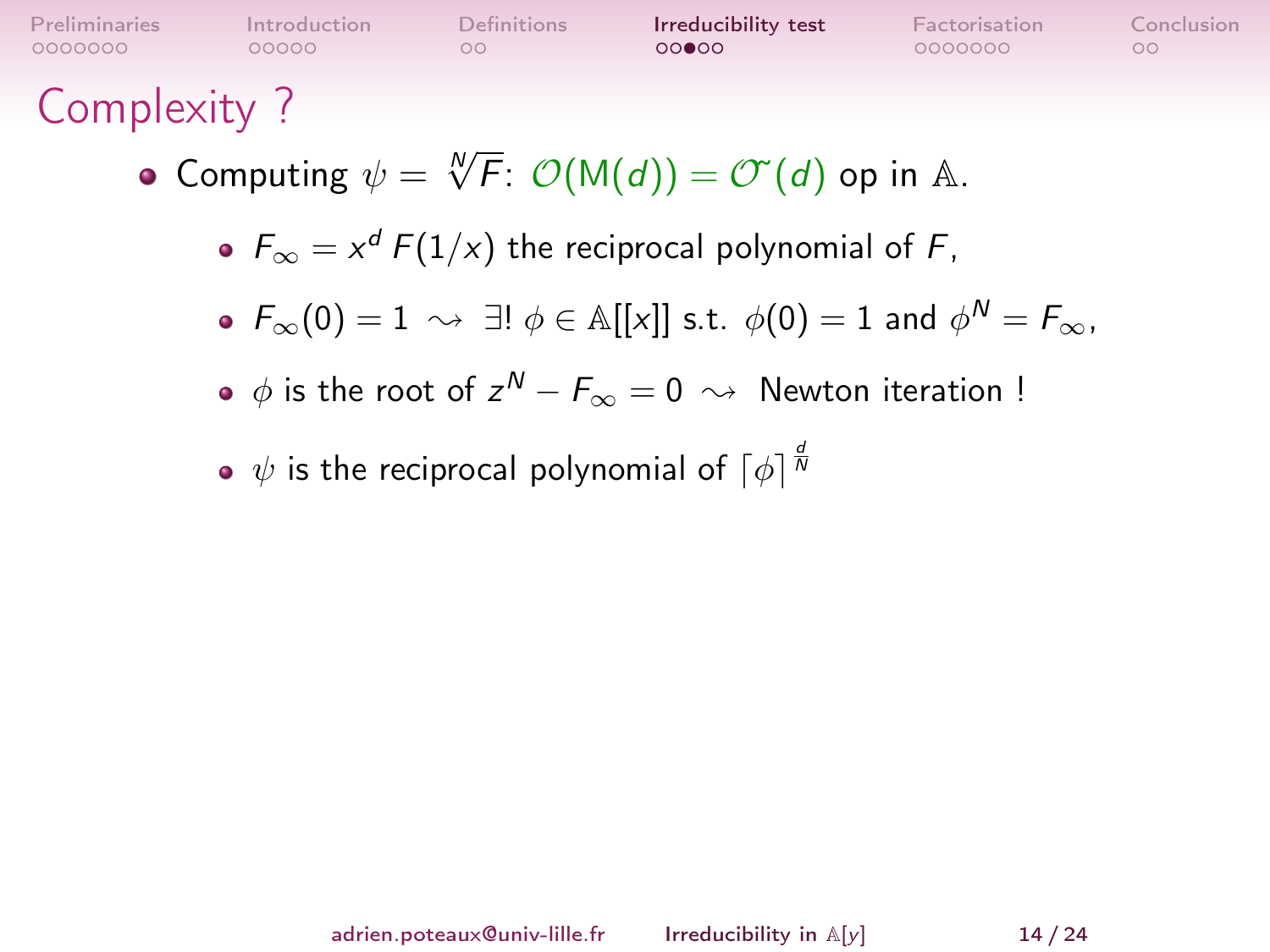## Complexity ?

- Computing $\psi = \sqrt[N]{F}$: $\mathcal{O}(\mathsf{M}(d)) = \tilde{\mathcal{O}}(d)$ op in $\mathbb{A}$.
  - $F_\infty = x^d\, F(1/x)$ the reciprocal polynomial of $F$,
  - $F_\infty(0) = 1 \rightsquigarrow \exists!\, \phi \in \mathbb{A}[[x]]$ s.t. $\phi(0) = 1$ and $\phi^N = F_\infty$,
  - $\phi$ is the root of $z^N - F_\infty = 0 \rightsquigarrow$ Newton iteration !
  - $\psi$ is the reciprocal polynomial of $\lceil \phi \rceil^{\frac{d}{N}}$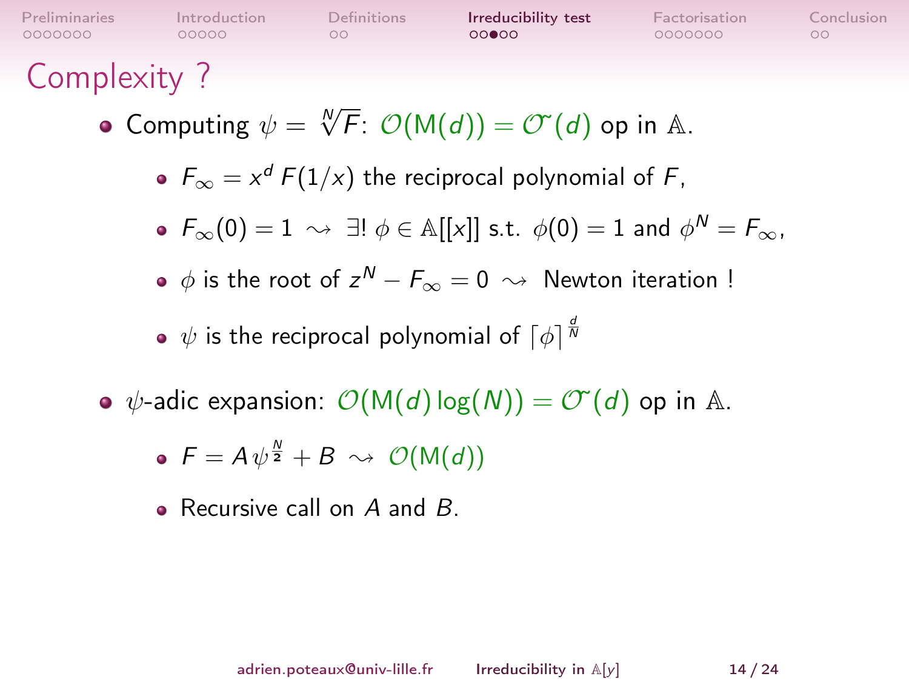# Complexity ?

- Computing $\psi = \sqrt[N]{F}$: $\mathcal{O}(\mathsf{M}(d)) = \tilde{\mathcal{O}}(d)$ op in $\mathbb{A}$.
  - $F_\infty = x^d\, F(1/x)$ the reciprocal polynomial of $F$,
  - $F_\infty(0) = 1 \rightsquigarrow \exists!\, \phi \in \mathbb{A}[[x]]$ s.t. $\phi(0) = 1$ and $\phi^N = F_\infty$,
  - $\phi$ is the root of $z^N - F_\infty = 0 \rightsquigarrow$ Newton iteration !
  - $\psi$ is the reciprocal polynomial of $\lceil \phi \rceil^{\frac{d}{N}}$
- $\psi$-adic expansion: $\mathcal{O}(\mathsf{M}(d)\log(N)) = \tilde{\mathcal{O}}(d)$ op in $\mathbb{A}$.
  - $F = A\,\psi^{\frac{N}{2}} + B \rightsquigarrow \mathcal{O}(\mathsf{M}(d))$
  - Recursive call on $A$ and $B$.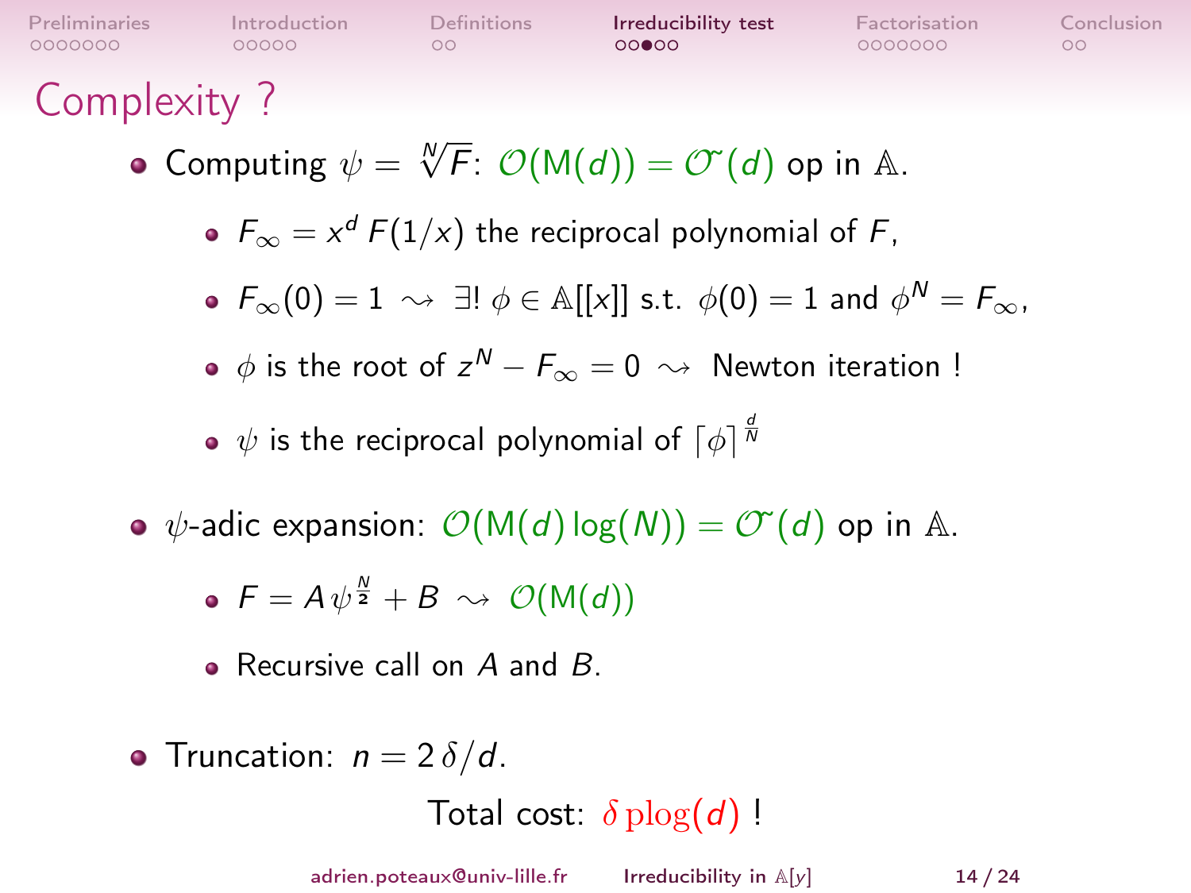# Complexity ?

- Computing $\psi = \sqrt[N]{F}$: $\mathcal{O}(\mathsf{M}(d)) = \tilde{\mathcal{O}}(d)$ op in $\mathbb{A}$.
  - $F_\infty = x^d \, F(1/x)$ the reciprocal polynomial of $F$,
  - $F_\infty(0) = 1 \rightsquigarrow \exists! \, \phi \in \mathbb{A}[[x]]$ s.t. $\phi(0) = 1$ and $\phi^N = F_\infty$,
  - $\phi$ is the root of $z^N - F_\infty = 0 \rightsquigarrow$ Newton iteration !
  - $\psi$ is the reciprocal polynomial of $\lceil \phi \rceil^{\frac{d}{N}}$
- $\psi$-adic expansion: $\mathcal{O}(\mathsf{M}(d) \log(N)) = \tilde{\mathcal{O}}(d)$ op in $\mathbb{A}$.
  - $F = A \, \psi^{\frac{N}{2}} + B \rightsquigarrow \mathcal{O}(\mathsf{M}(d))$
  - Recursive call on $A$ and $B$.
- Truncation: $n = 2\,\delta/d$.

Total cost: $\delta \, \mathrm{plog}(d)$ !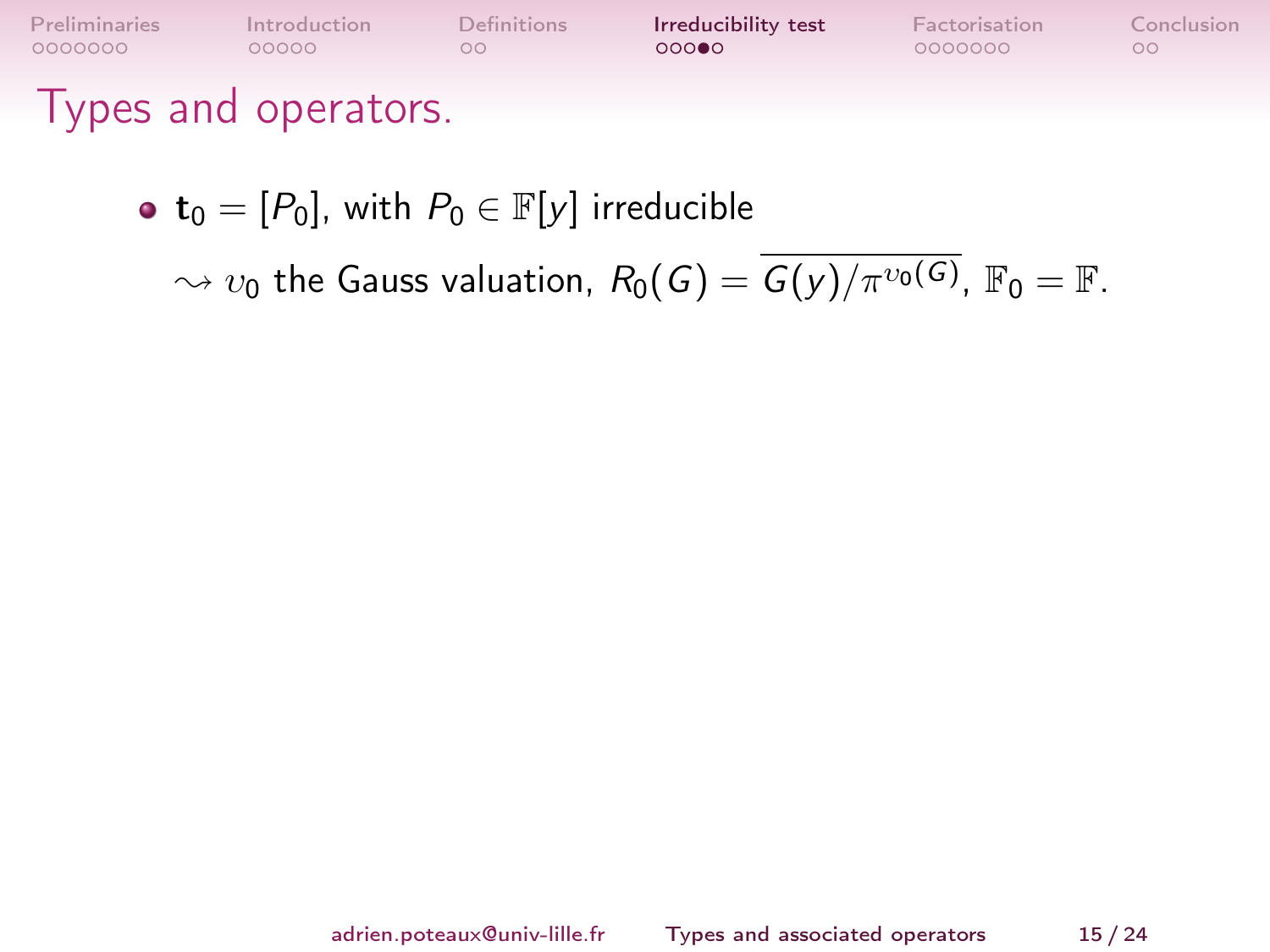# Types and operators.

- $\mathbf{t}_0 = [P_0]$, with $P_0 \in \mathbb{F}[y]$ irreducible

  $\rightsquigarrow v_0$ the Gauss valuation, $R_0(G) = \overline{G(y)/\pi^{v_0(G)}}$, $\mathbb{F}_0 = \mathbb{F}$.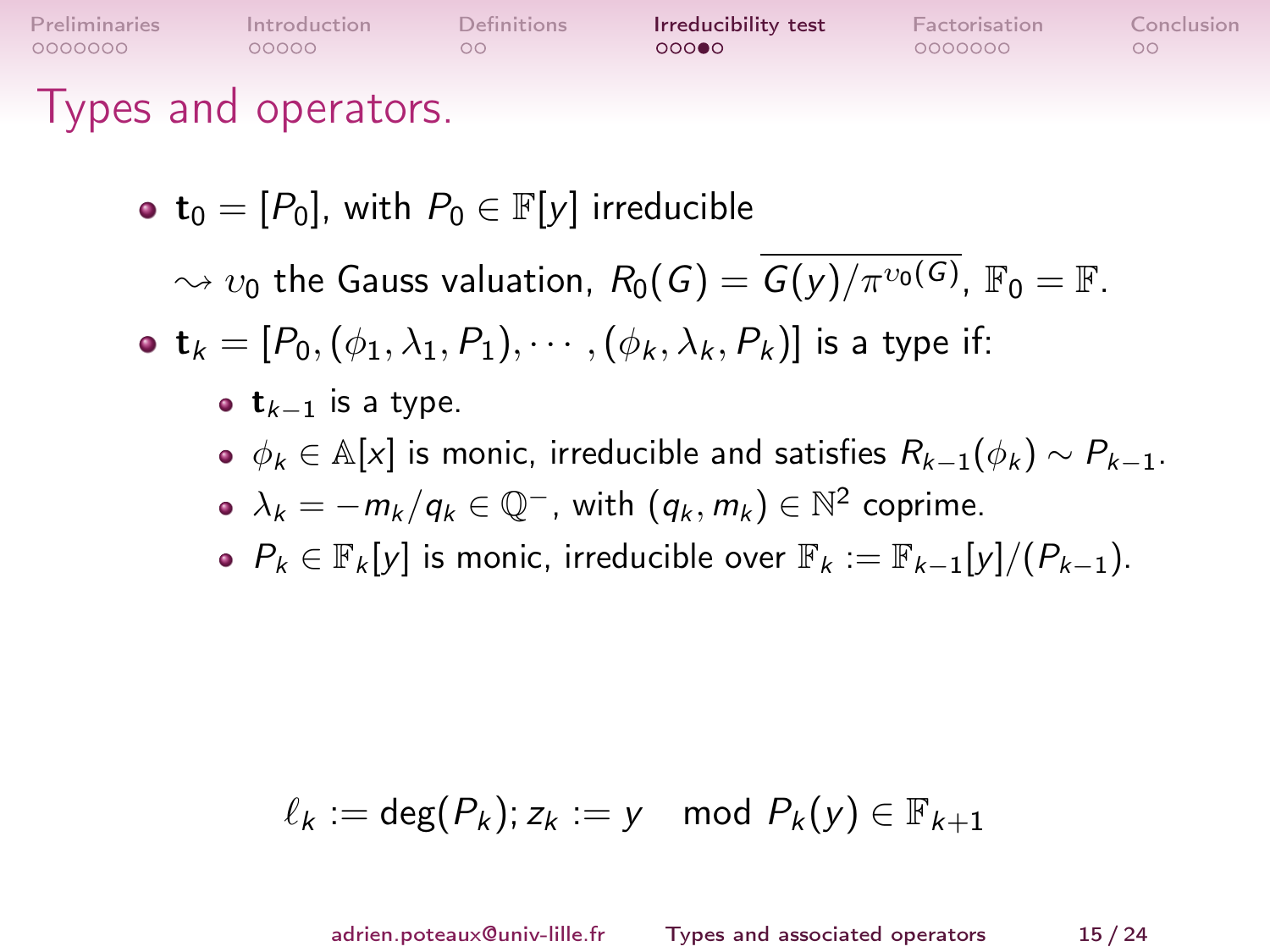# Types and operators.

- $\mathbf{t}_0 = [P_0]$, with $P_0 \in \mathbb{F}[y]$ irreducible

  $\rightsquigarrow \upsilon_0$ the Gauss valuation, $R_0(G) = \overline{G(y)/\pi^{\upsilon_0(G)}}$, $\mathbb{F}_0 = \mathbb{F}$.

- $\mathbf{t}_k = [P_0, (\phi_1, \lambda_1, P_1), \cdots, (\phi_k, \lambda_k, P_k)]$ is a type if:
  - $\mathbf{t}_{k-1}$ is a type.
  - $\phi_k \in \mathbb{A}[x]$ is monic, irreducible and satisfies $R_{k-1}(\phi_k) \sim P_{k-1}$.
  - $\lambda_k = -m_k/q_k \in \mathbb{Q}^-$, with $(q_k, m_k) \in \mathbb{N}^2$ coprime.
  - $P_k \in \mathbb{F}_k[y]$ is monic, irreducible over $\mathbb{F}_k := \mathbb{F}_{k-1}[y]/(P_{k-1})$.

$$\ell_k := \deg(P_k); z_k := y \mod P_k(y) \in \mathbb{F}_{k+1}$$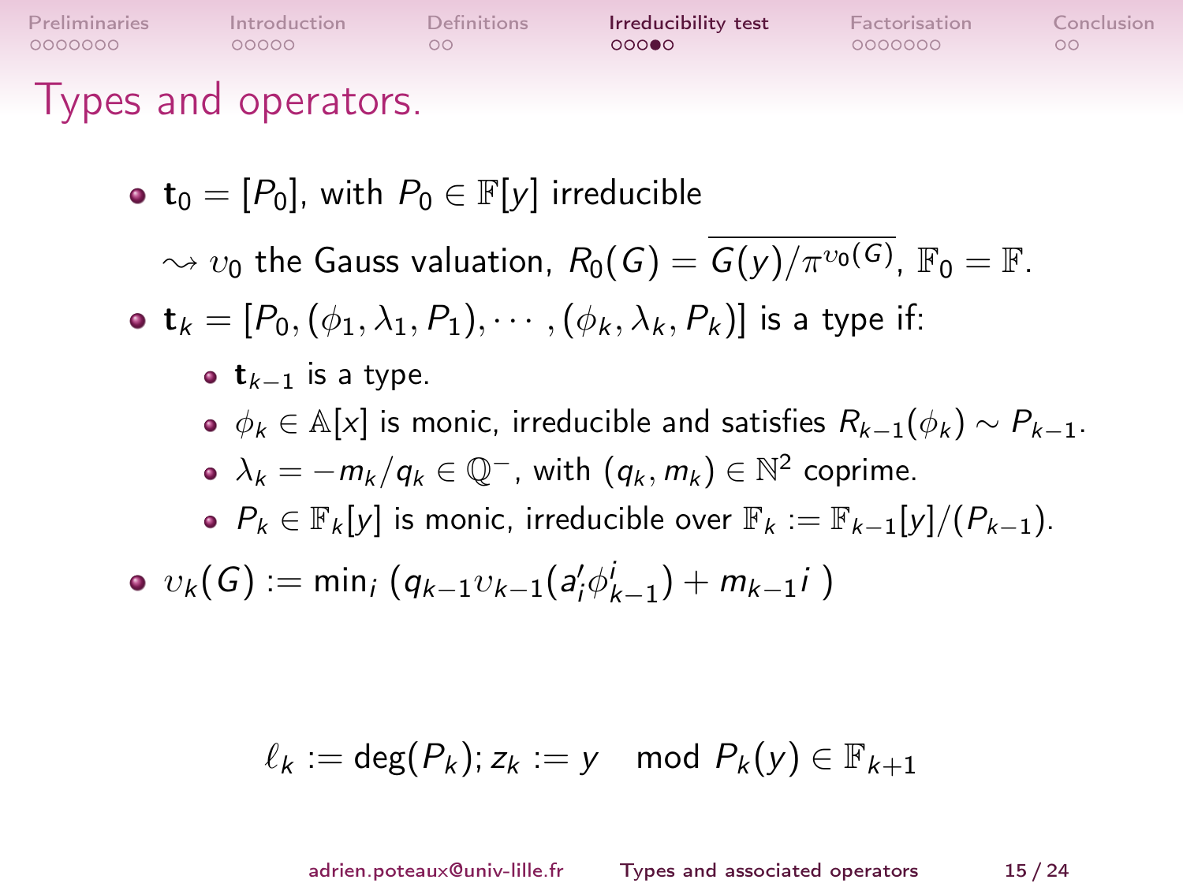# Types and operators.

- $\mathbf{t}_0 = [P_0]$, with $P_0 \in \mathbb{F}[y]$ irreducible

  $\rightsquigarrow \upsilon_0$ the Gauss valuation, $R_0(G) = \overline{G(y)/\pi^{\upsilon_0(G)}}$, $\mathbb{F}_0 = \mathbb{F}$.

- $\mathbf{t}_k = [P_0, (\phi_1, \lambda_1, P_1), \cdots, (\phi_k, \lambda_k, P_k)]$ is a type if:
  - $\mathbf{t}_{k-1}$ is a type.
  - $\phi_k \in \mathbb{A}[x]$ is monic, irreducible and satisfies $R_{k-1}(\phi_k) \sim P_{k-1}$.
  - $\lambda_k = -m_k/q_k \in \mathbb{Q}^-$, with $(q_k, m_k) \in \mathbb{N}^2$ coprime.
  - $P_k \in \mathbb{F}_k[y]$ is monic, irreducible over $\mathbb{F}_k := \mathbb{F}_{k-1}[y]/(P_{k-1})$.

- $\upsilon_k(G) := \min_i \left( q_{k-1}\upsilon_{k-1}(a_i' \phi_{k-1}^i) + m_{k-1} i \right)$

$$\ell_k := \deg(P_k); z_k := y \mod P_k(y) \in \mathbb{F}_{k+1}$$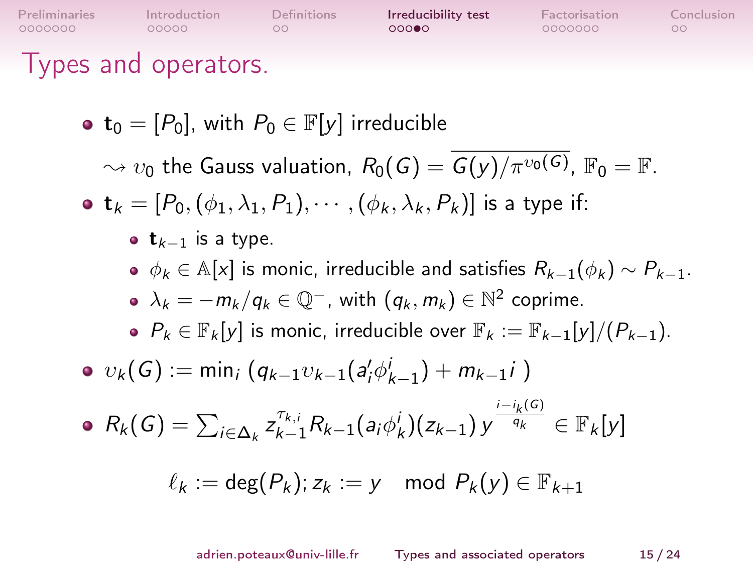# Types and operators.

- $\mathbf{t}_0 = [P_0]$, with $P_0 \in \mathbb{F}[y]$ irreducible

  $\rightsquigarrow v_0$ the Gauss valuation, $R_0(G) = \overline{G(y)/\pi^{v_0(G)}}$, $\mathbb{F}_0 = \mathbb{F}$.

- $\mathbf{t}_k = [P_0, (\phi_1, \lambda_1, P_1), \cdots, (\phi_k, \lambda_k, P_k)]$ is a type if:
  - $\mathbf{t}_{k-1}$ is a type.
  - $\phi_k \in \mathbb{A}[x]$ is monic, irreducible and satisfies $R_{k-1}(\phi_k) \sim P_{k-1}$.
  - $\lambda_k = -m_k/q_k \in \mathbb{Q}^-$, with $(q_k, m_k) \in \mathbb{N}^2$ coprime.
  - $P_k \in \mathbb{F}_k[y]$ is monic, irreducible over $\mathbb{F}_k := \mathbb{F}_{k-1}[y]/(P_{k-1})$.

- $v_k(G) := \min_i \left( q_{k-1} v_{k-1}(a'_i \phi_{k-1}^i) + m_{k-1} i \right)$

- $R_k(G) = \sum_{i \in \Delta_k} z_{k-1}^{\tau_{k,i}} R_{k-1}(a_i \phi_k^i)(z_{k-1})\, y^{\frac{i - i_k(G)}{q_k}} \in \mathbb{F}_k[y]$

$$\ell_k := \deg(P_k);\, z_k := y \mod P_k(y) \in \mathbb{F}_{k+1}$$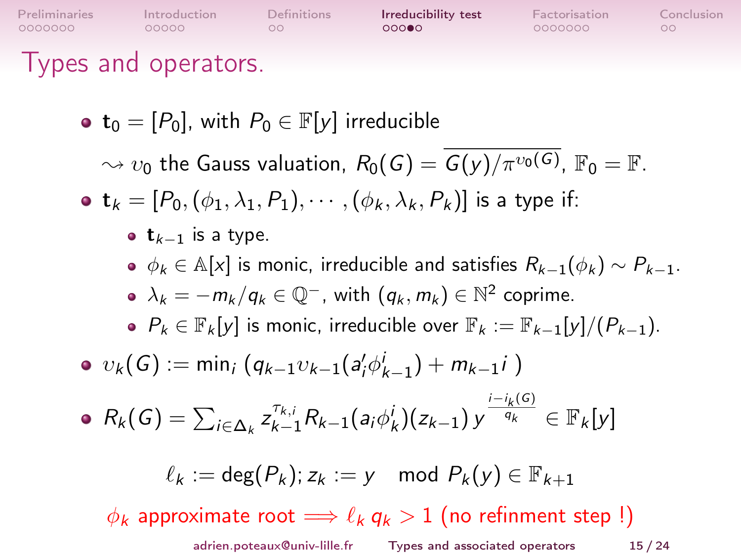# Types and operators.

- $\mathbf{t}_0 = [P_0]$, with $P_0 \in \mathbb{F}[y]$ irreducible

  $\rightsquigarrow \upsilon_0$ the Gauss valuation, $R_0(G) = \overline{G(y)/\pi^{\upsilon_0(G)}}$, $\mathbb{F}_0 = \mathbb{F}$.

- $\mathbf{t}_k = [P_0, (\phi_1, \lambda_1, P_1), \cdots, (\phi_k, \lambda_k, P_k)]$ is a type if:
  - $\mathbf{t}_{k-1}$ is a type.
  - $\phi_k \in \mathbb{A}[x]$ is monic, irreducible and satisfies $R_{k-1}(\phi_k) \sim P_{k-1}$.
  - $\lambda_k = -m_k/q_k \in \mathbb{Q}^-$, with $(q_k, m_k) \in \mathbb{N}^2$ coprime.
  - $P_k \in \mathbb{F}_k[y]$ is monic, irreducible over $\mathbb{F}_k := \mathbb{F}_{k-1}[y]/(P_{k-1})$.

- $\upsilon_k(G) := \min_i \left( q_{k-1}\upsilon_{k-1}(a'_i \phi^i_{k-1}) + m_{k-1} i \right)$

- $R_k(G) = \sum_{i \in \Delta_k} z_{k-1}^{\tau_{k,i}} R_{k-1}(a_i \phi_k^i)(z_{k-1})\, y^{\frac{i - i_k(G)}{q_k}} \in \mathbb{F}_k[y]$

$$\ell_k := \deg(P_k);\, z_k := y \mod P_k(y) \in \mathbb{F}_{k+1}$$

$\phi_k$ approximate root $\Longrightarrow \ell_k\, q_k > 1$ (no refinment step !)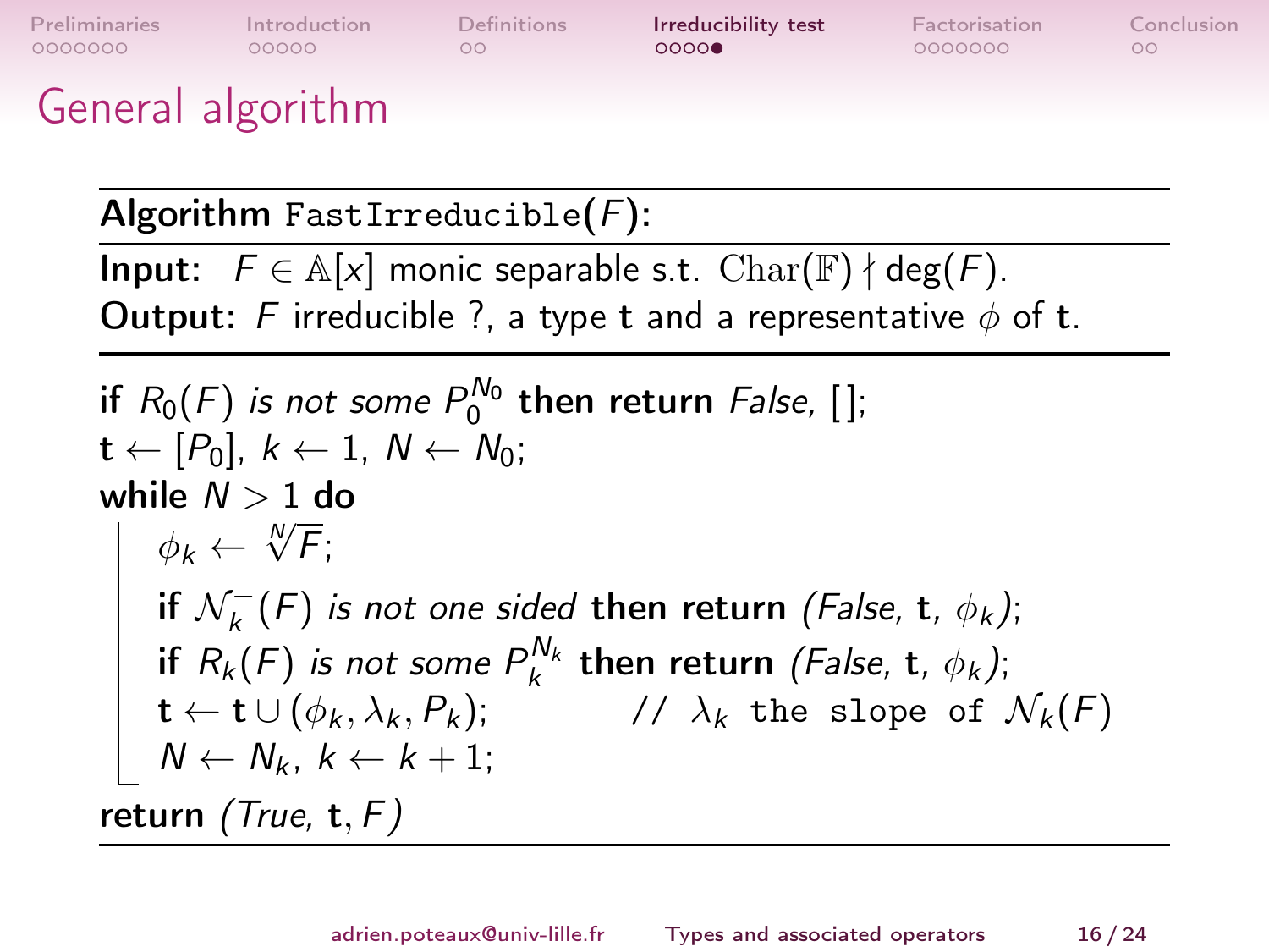# General algorithm

**Algorithm** `FastIrreducible`$(F)$**:**

**Input:** $F \in \mathbb{A}[x]$ monic separable s.t. $\mathrm{Char}(\mathbb{F}) \nmid \deg(F)$.
**Output:** $F$ irreducible ?, a type $\mathbf{t}$ and a representative $\phi$ of $\mathbf{t}$.

---

**if** $R_0(F)$ *is not some* $P_0^{N_0}$ **then return** *False*, [];
$\mathbf{t} \leftarrow [P_0]$, $k \leftarrow 1$, $N \leftarrow N_0$;
**while** $N > 1$ **do**
  $\phi_k \leftarrow \sqrt[N]{F}$;
  **if** $\mathcal{N}_k^-(F)$ *is not one sided* **then return** *(False*, $\mathbf{t}$, $\phi_k$*)*;
  **if** $R_k(F)$ *is not some* $P_k^{N_k}$ **then return** *(False*, $\mathbf{t}$, $\phi_k$*)*;
  $\mathbf{t} \leftarrow \mathbf{t} \cup (\phi_k, \lambda_k, P_k)$;   `//` $\lambda_k$ `the slope of` $\mathcal{N}_k(F)$
  $N \leftarrow N_k$, $k \leftarrow k + 1$;
**return** *(True*, $\mathbf{t}$, $F$*)*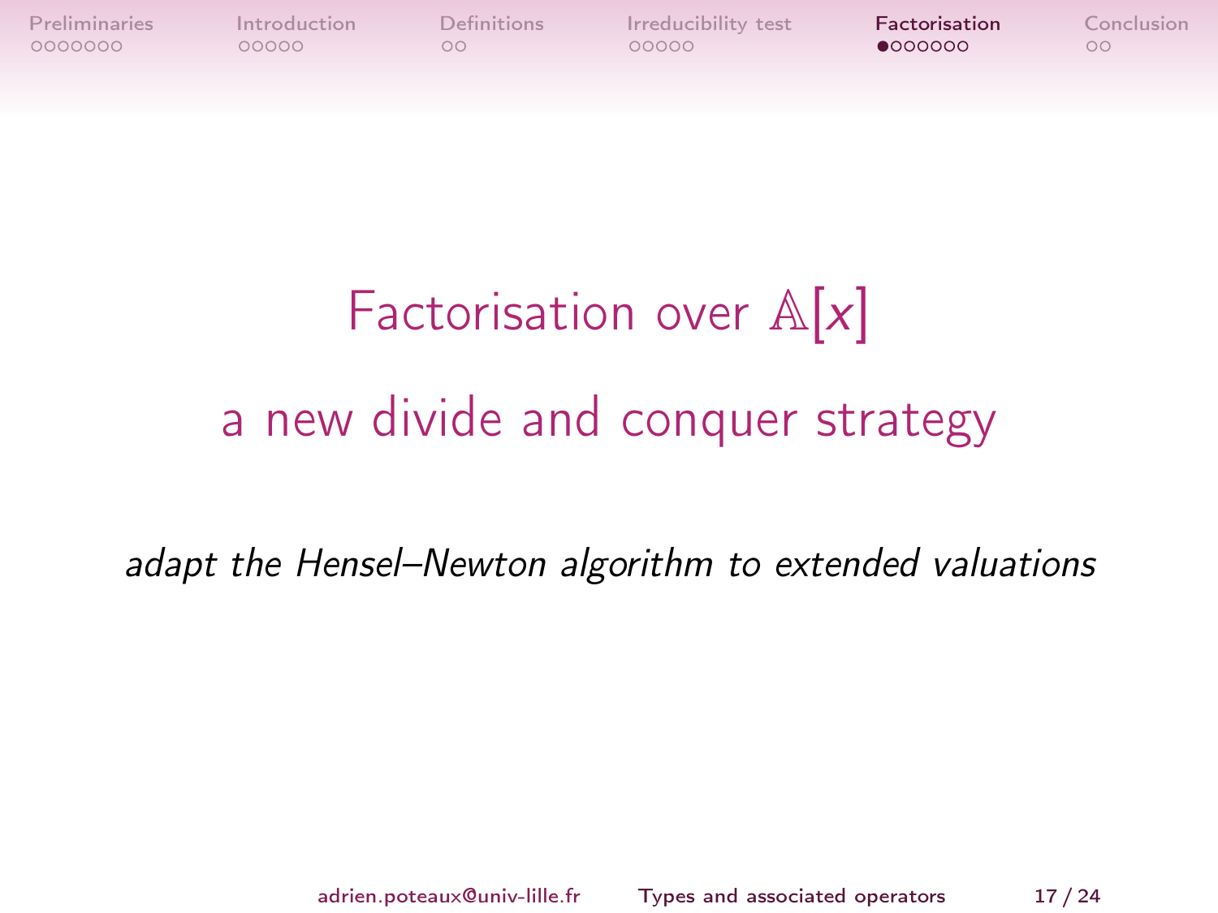# Factorisation over $\mathbb{A}[x]$

## a new divide and conquer strategy

*adapt the Hensel–Newton algorithm to extended valuations*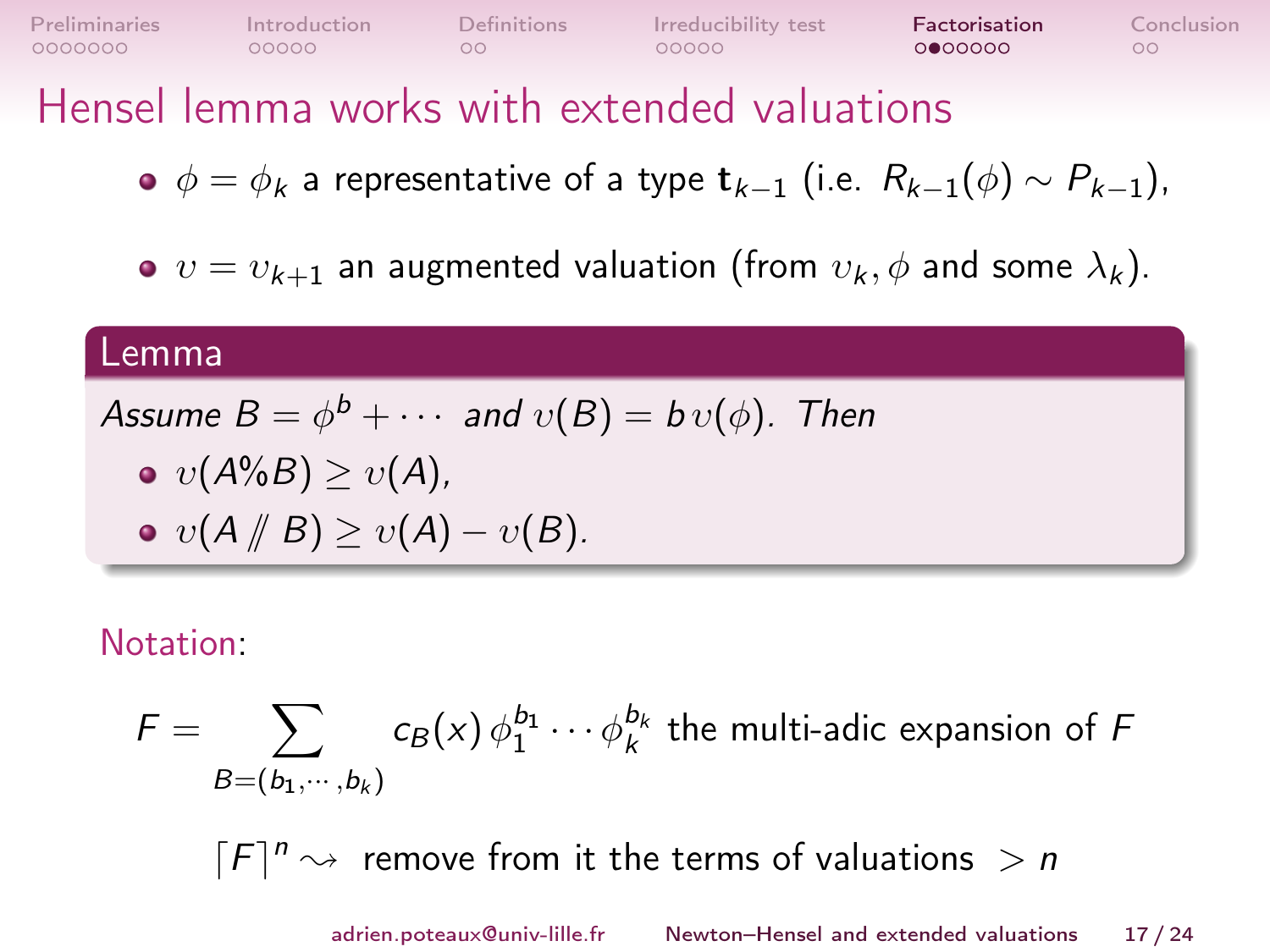# Hensel lemma works with extended valuations

- $\phi = \phi_k$ a representative of a type $\mathbf{t}_{k-1}$ (i.e. $R_{k-1}(\phi) \sim P_{k-1}$),
- $\upsilon = \upsilon_{k+1}$ an augmented valuation (from $\upsilon_k, \phi$ and some $\lambda_k$).

**Lemma**

*Assume $B = \phi^b + \cdots$ and $\upsilon(B) = b\,\upsilon(\phi)$. Then*

- $\upsilon(A\%B) \geq \upsilon(A)$,
- $\upsilon(A /\!\!/ B) \geq \upsilon(A) - \upsilon(B)$.

Notation:

$$F = \sum_{B=(b_1,\cdots,b_k)} c_B(x)\,\phi_1^{b_1}\cdots\phi_k^{b_k} \text{ the multi-adic expansion of } F$$

$\lceil F \rceil^n \rightsquigarrow$ remove from it the terms of valuations $> n$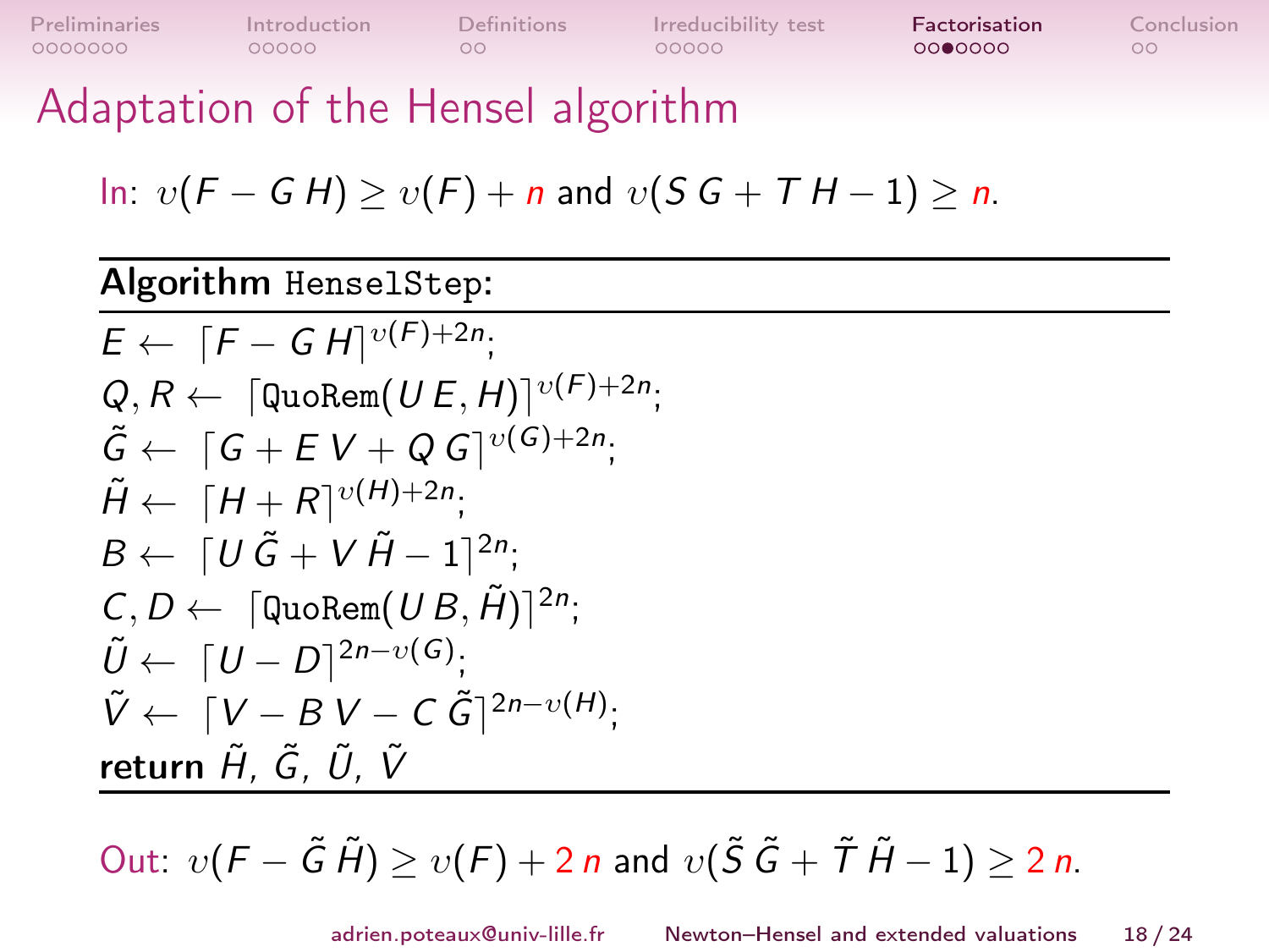# Adaptation of the Hensel algorithm

In: $v(F - G\,H) \geq v(F) + n$ and $v(S\,G + T\,H - 1) \geq n$.

**Algorithm** `HenselStep`:

$E \leftarrow \lceil F - G\,H \rceil^{v(F)+2n}$;
$Q, R \leftarrow \lceil \texttt{QuoRem}(U\,E, H) \rceil^{v(F)+2n}$;
$\tilde{G} \leftarrow \lceil G + E\,V + Q\,G \rceil^{v(G)+2n}$;
$\tilde{H} \leftarrow \lceil H + R \rceil^{v(H)+2n}$;
$B \leftarrow \lceil U\,\tilde{G} + V\,\tilde{H} - 1 \rceil^{2n}$;
$C, D \leftarrow \lceil \texttt{QuoRem}(U\,B, \tilde{H}) \rceil^{2n}$;
$\tilde{U} \leftarrow \lceil U - D \rceil^{2n - v(G)}$;
$\tilde{V} \leftarrow \lceil V - B\,V - C\,\tilde{G} \rceil^{2n - v(H)}$;
**return** $\tilde{H}$, $\tilde{G}$, $\tilde{U}$, $\tilde{V}$

Out: $v(F - \tilde{G}\,\tilde{H}) \geq v(F) + 2\,n$ and $v(\tilde{S}\,\tilde{G} + \tilde{T}\,\tilde{H} - 1) \geq 2\,n$.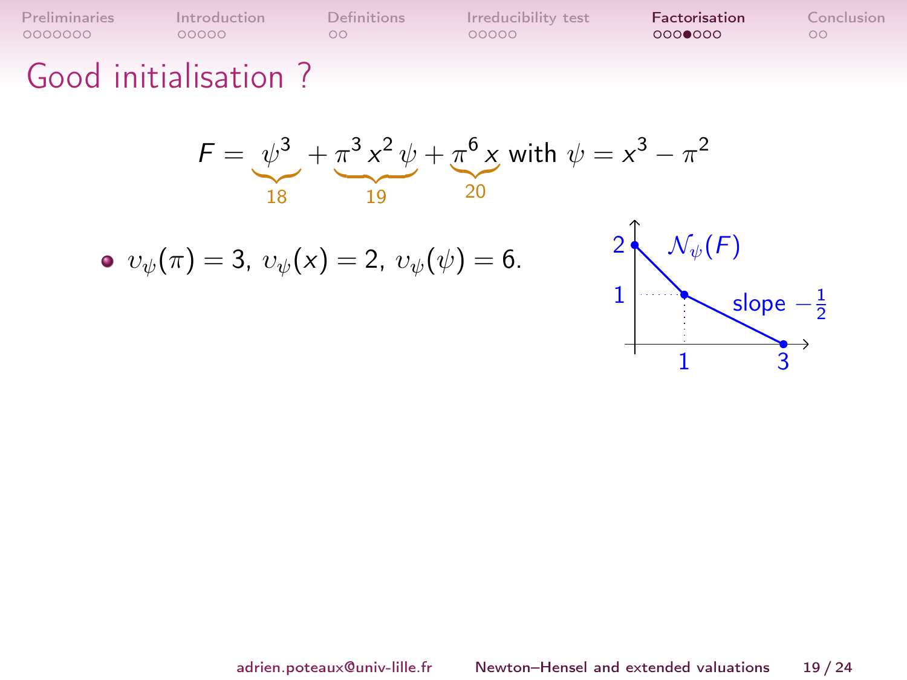# Good initialisation ?

$$F = \underbrace{\psi^3}_{18} + \underbrace{\pi^3 x^2 \psi}_{19} + \underbrace{\pi^6 x}_{20} \text{ with } \psi = x^3 - \pi^2$$

- $v_\psi(\pi) = 3$, $v_\psi(x) = 2$, $v_\psi(\psi) = 6$.

$\mathcal{N}_\psi(F)$

slope $-\frac{1}{2}$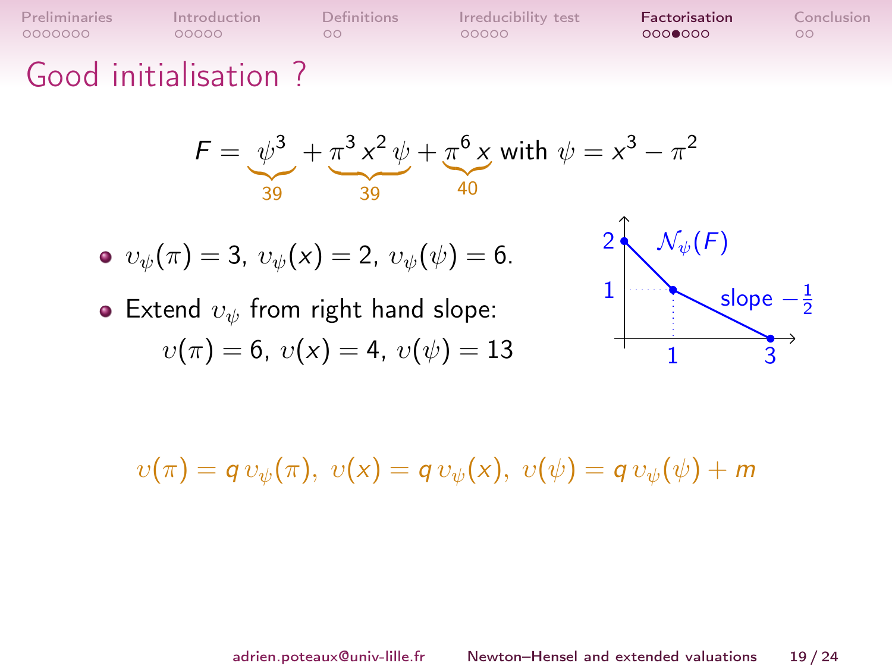# Good initialisation ?

$$F = \underbrace{\psi^3}_{39} + \underbrace{\pi^3 x^2 \psi}_{39} + \underbrace{\pi^6 x}_{40} \text{ with } \psi = x^3 - \pi^2$$

- $\upsilon_\psi(\pi) = 3$, $\upsilon_\psi(x) = 2$, $\upsilon_\psi(\psi) = 6$.
- Extend $\upsilon_\psi$ from right hand slope:
  $\upsilon(\pi) = 6$, $\upsilon(x) = 4$, $\upsilon(\psi) = 13$

$\mathcal{N}_\psi(F)$: points $(0,2)$, $(1,1)$, $(3,0)$; slope $-\frac{1}{2}$

$$\upsilon(\pi) = q\,\upsilon_\psi(\pi),\ \upsilon(x) = q\,\upsilon_\psi(x),\ \upsilon(\psi) = q\,\upsilon_\psi(\psi) + m$$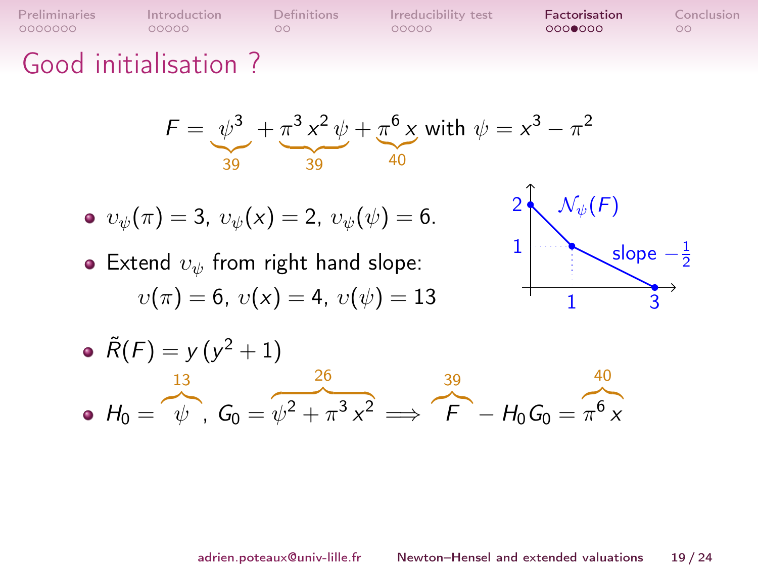# Good initialisation ?

$$F = \underbrace{\psi^3}_{39} + \underbrace{\pi^3 x^2 \psi}_{39} + \underbrace{\pi^6 x}_{40} \text{ with } \psi = x^3 - \pi^2$$

- $v_\psi(\pi) = 3$, $v_\psi(x) = 2$, $v_\psi(\psi) = 6$.
- Extend $v_\psi$ from right hand slope:

  $v(\pi) = 6$, $v(x) = 4$, $v(\psi) = 13$

$\mathcal{N}_\psi(F)$: points $(0,2)$, $(1,1)$, $(3,0)$; slope $-\frac{1}{2}$

- $\tilde{R}(F) = y\,(y^2 + 1)$
- $H_0 = \overbrace{\psi}^{13}$, $G_0 = \overbrace{\psi^2 + \pi^3 x^2}^{26} \implies \overbrace{F}^{39} - H_0 G_0 = \overbrace{\pi^6 x}^{40}$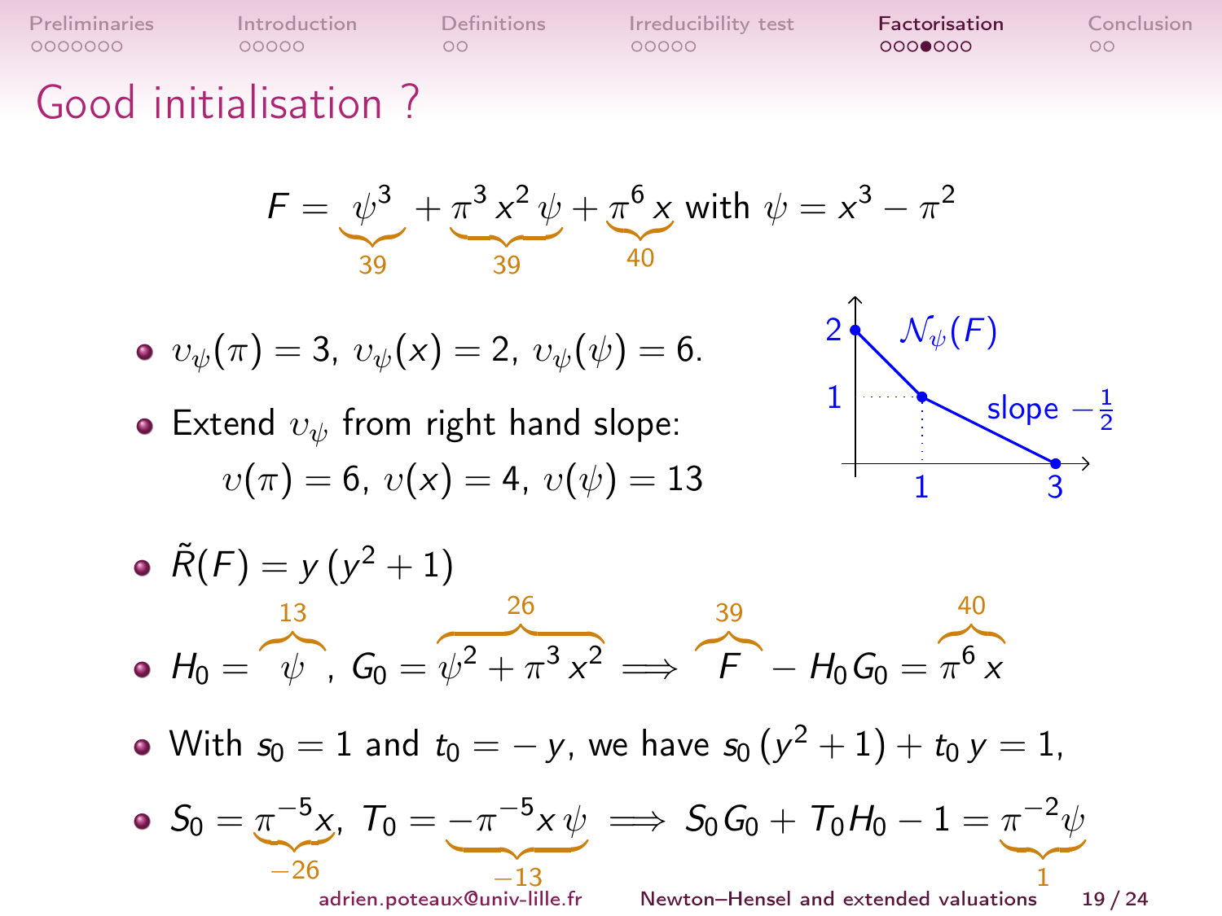# Good initialisation ?

$$F = \underbrace{\psi^3}_{39} + \underbrace{\pi^3 x^2 \psi}_{39} + \underbrace{\pi^6 x}_{40} \text{ with } \psi = x^3 - \pi^2$$

- $\upsilon_\psi(\pi) = 3$, $\upsilon_\psi(x) = 2$, $\upsilon_\psi(\psi) = 6$.
- Extend $\upsilon_\psi$ from right hand slope:
  $\upsilon(\pi) = 6$, $\upsilon(x) = 4$, $\upsilon(\psi) = 13$

$\mathcal{N}_\psi(F)$ — slope $-\frac{1}{2}$

- $\tilde{R}(F) = y\,(y^2 + 1)$
- $H_0 = \overbrace{\psi}^{13}$, $G_0 = \overbrace{\psi^2 + \pi^3 x^2}^{26} \implies \overbrace{F}^{39} - H_0 G_0 = \overbrace{\pi^6 x}^{40}$
- With $s_0 = 1$ and $t_0 = -y$, we have $s_0\,(y^2+1) + t_0\,y = 1$,
- $S_0 = \underbrace{\pi^{-5} x}_{-26}$, $T_0 = \underbrace{-\pi^{-5} x\,\psi}_{-13} \implies S_0 G_0 + T_0 H_0 - 1 = \underbrace{\pi^{-2}\psi}_{1}$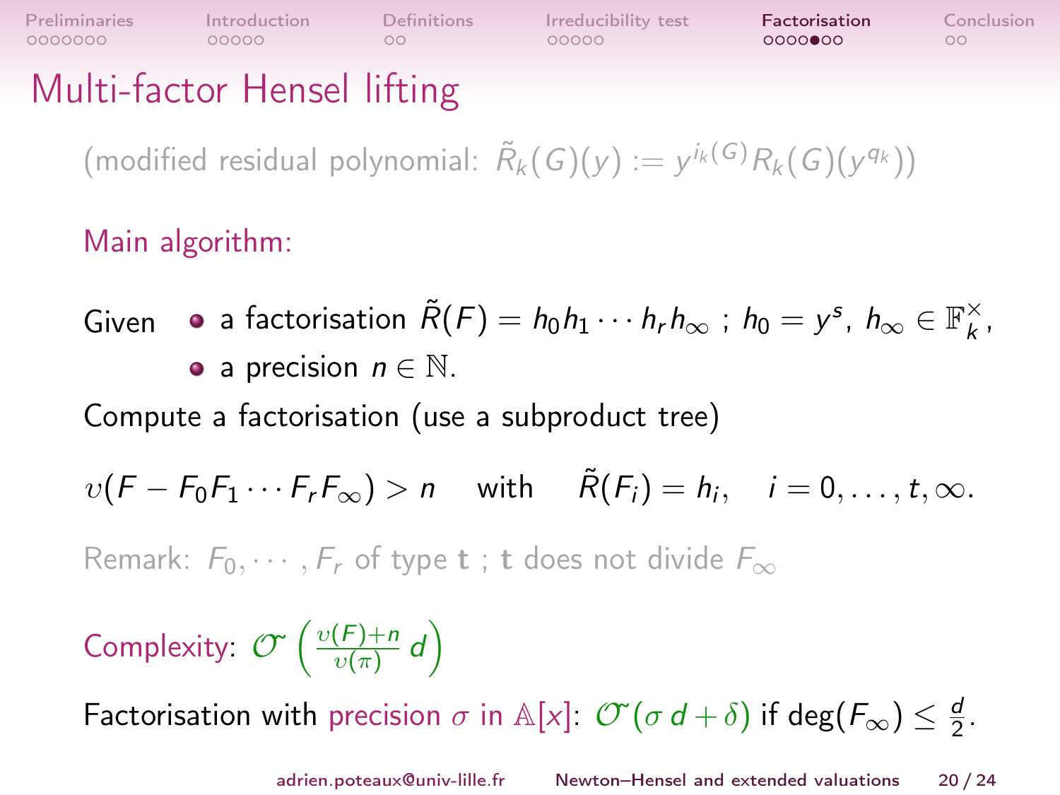# Multi-factor Hensel lifting

(modified residual polynomial: $\tilde{R}_k(G)(y) := y^{i_k(G)} R_k(G)(y^{q_k})$)

Main algorithm:

Given
- a factorisation $\tilde{R}(F) = h_0 h_1 \cdots h_r h_\infty$ ; $h_0 = y^s$, $h_\infty \in \mathbb{F}_k^\times$,
- a precision $n \in \mathbb{N}$.

Compute a factorisation (use a subproduct tree)

$$\upsilon(F - F_0 F_1 \cdots F_r F_\infty) > n \quad \text{with} \quad \tilde{R}(F_i) = h_i, \quad i = 0, \ldots, t, \infty.$$

Remark: $F_0, \cdots, F_r$ of type $\mathbf{t}$ ; $\mathbf{t}$ does not divide $F_\infty$

Complexity: $\mathcal{O}\left(\frac{\upsilon(F)+n}{\upsilon(\pi)} \, d\right)$

Factorisation with precision $\sigma$ in $\mathbb{A}[x]$: $\mathcal{O}(\sigma \, d + \delta)$ if $\deg(F_\infty) \leq \frac{d}{2}$.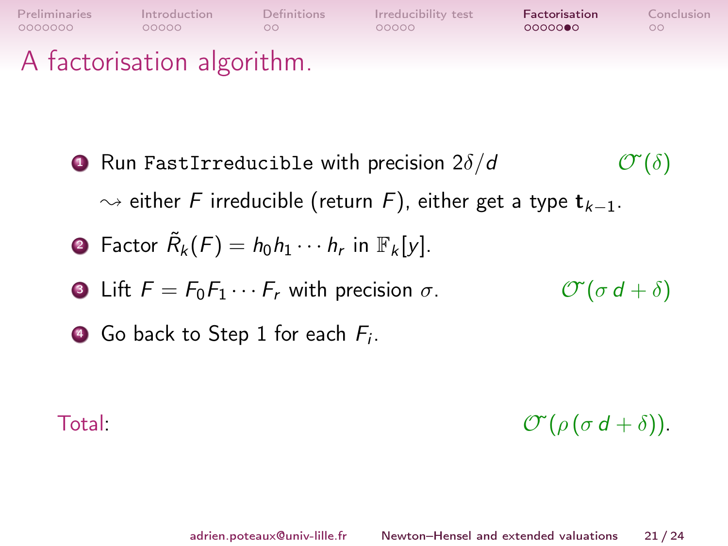# A factorisation algorithm.

1. Run `FastIrreducible` with precision $2\delta/d$ $\quad\tilde{\mathcal{O}}(\delta)$

   $\rightsquigarrow$ either $F$ irreducible (return $F$), either get a type $\mathbf{t}_{k-1}$.

2. Factor $\tilde{R}_k(F) = h_0 h_1 \cdots h_r$ in $\mathbb{F}_k[y]$.

3. Lift $F = F_0 F_1 \cdots F_r$ with precision $\sigma$. $\quad\tilde{\mathcal{O}}(\sigma\, d + \delta)$

4. Go back to Step 1 for each $F_i$.

Total: $\quad\tilde{\mathcal{O}}(\rho\,(\sigma\, d + \delta))$.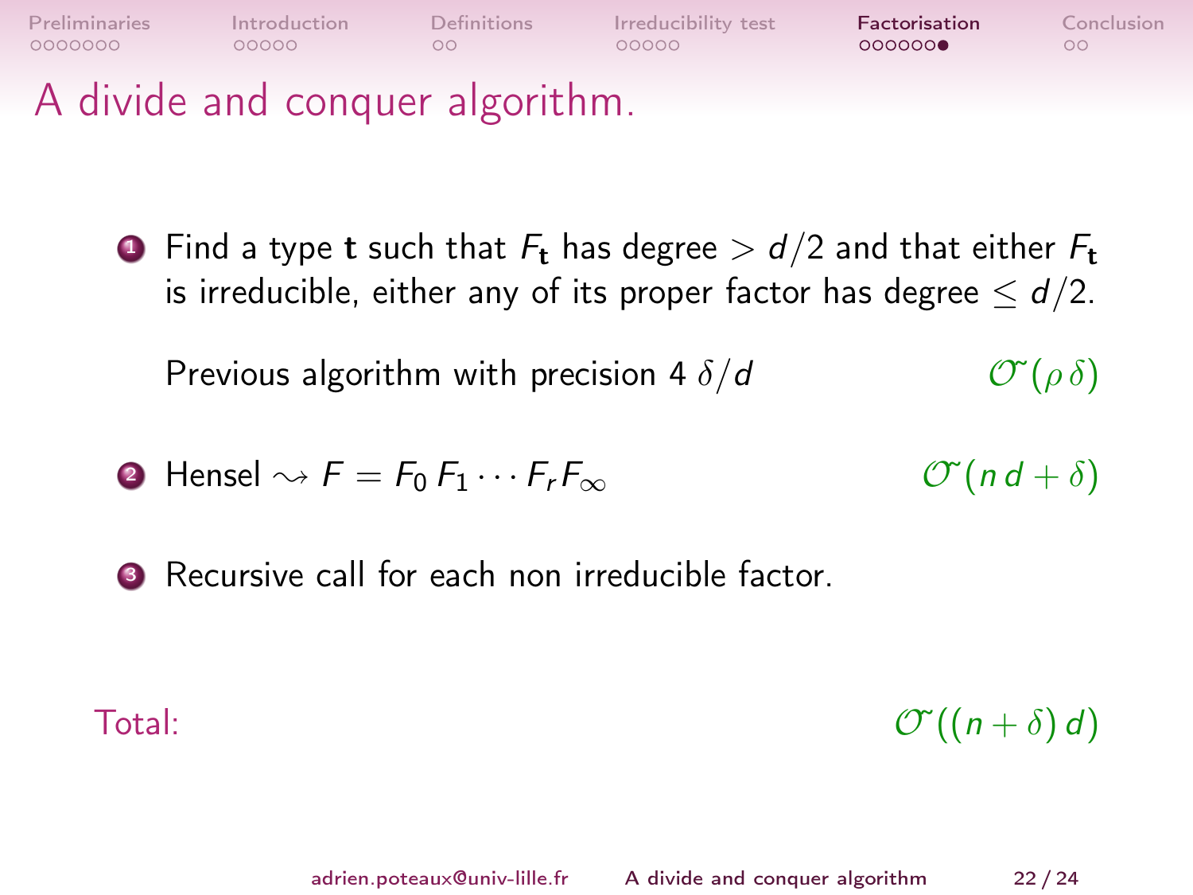# A divide and conquer algorithm.

1. Find a type $\mathbf{t}$ such that $F_{\mathbf{t}}$ has degree $> d/2$ and that either $F_{\mathbf{t}}$ is irreducible, either any of its proper factor has degree $\leq d/2$.

   Previous algorithm with precision $4\,\delta/d$ $\qquad \tilde{\mathcal{O}}(\rho\,\delta)$

2. Hensel $\rightsquigarrow F = F_0\,F_1 \cdots F_r F_\infty$ $\qquad \tilde{\mathcal{O}}(n\,d + \delta)$

3. Recursive call for each non irreducible factor.

Total: $\qquad \tilde{\mathcal{O}}((n + \delta)\,d)$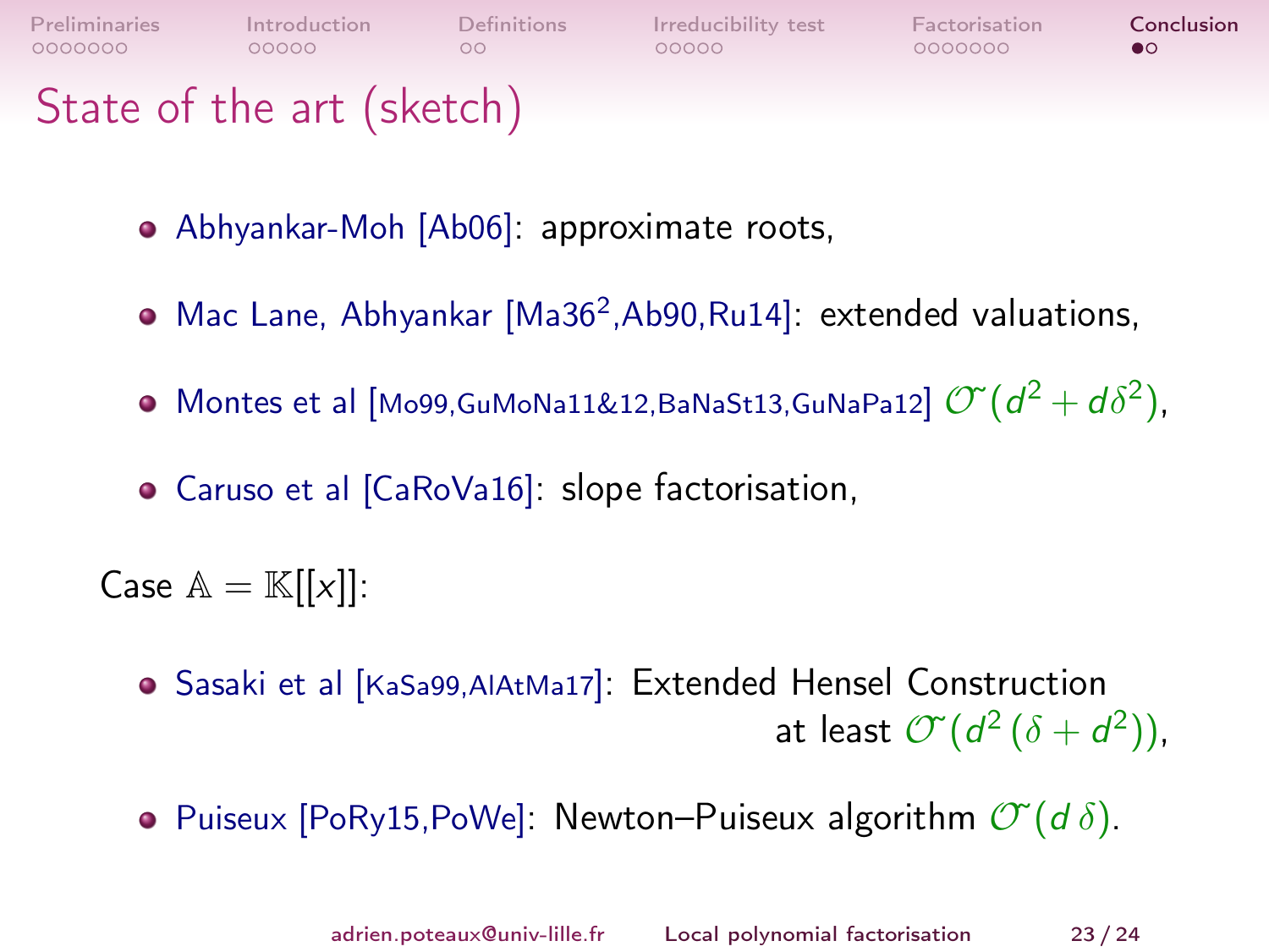# State of the art (sketch)

- Abhyankar-Moh [Ab06]: approximate roots,
- Mac Lane, Abhyankar [Ma36[2],Ab90,Ru14]: extended valuations,
- Montes et al [Mo99,GuMoNa11&12,BaNaSt13,GuNaPa12] $\tilde{\mathcal{O}}(d^2 + d\delta^2)$,
- Caruso et al [CaRoVa16]: slope factorisation,

Case $\mathbb{A} = \mathbb{K}[[x]]$:

- Sasaki et al [KaSa99,AlAtMa17]: Extended Hensel Construction at least $\tilde{\mathcal{O}}(d^2 (\delta + d^2))$,
- Puiseux [PoRy15,PoWe]: Newton–Puiseux algorithm $\tilde{\mathcal{O}}(d\,\delta)$.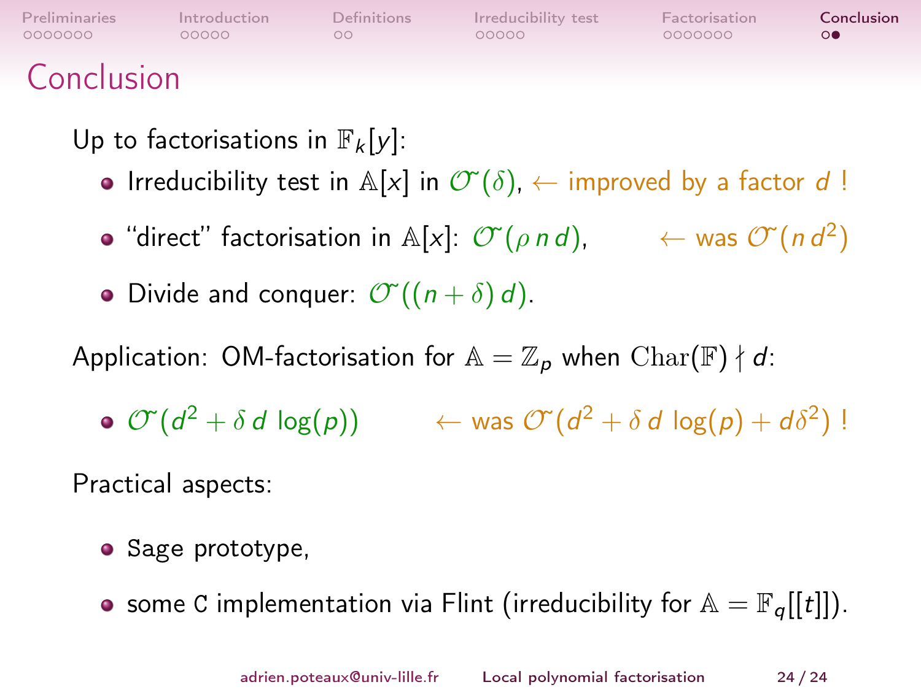# Conclusion

Up to factorisations in $\mathbb{F}_k[y]$:

- Irreducibility test in $\mathbb{A}[x]$ in $\mathcal{O}\tilde{}(\delta)$, $\leftarrow$ improved by a factor $d$ !
- "direct" factorisation in $\mathbb{A}[x]$: $\mathcal{O}\tilde{}(\rho\, n\, d)$, $\leftarrow$ was $\mathcal{O}\tilde{}(n\, d^2)$
- Divide and conquer: $\mathcal{O}\tilde{}((n + \delta)\, d)$.

Application: OM-factorisation for $\mathbb{A} = \mathbb{Z}_p$ when $\mathrm{Char}(\mathbb{F}) \nmid d$:

- $\mathcal{O}\tilde{}(d^2 + \delta\, d\, \log(p))$ $\leftarrow$ was $\mathcal{O}\tilde{}(d^2 + \delta\, d\, \log(p) + d\delta^2)$ !

Practical aspects:

- Sage prototype,
- some `C` implementation via Flint (irreducibility for $\mathbb{A} = \mathbb{F}_q[[t]]$).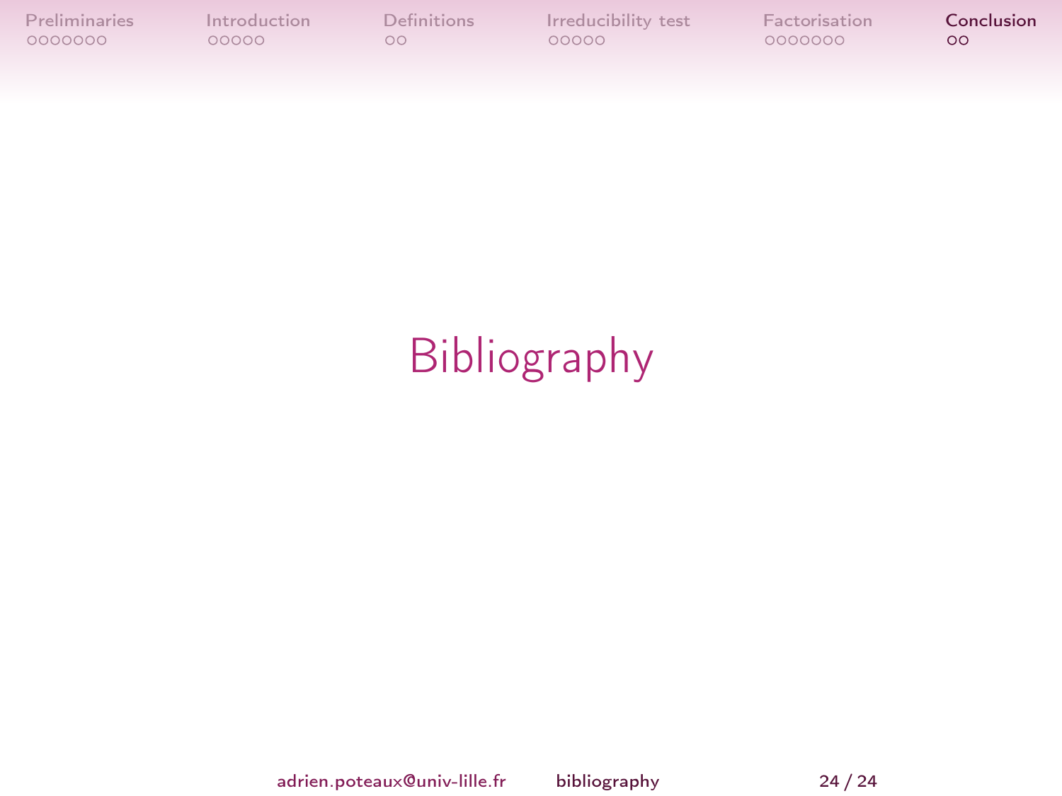# Bibliography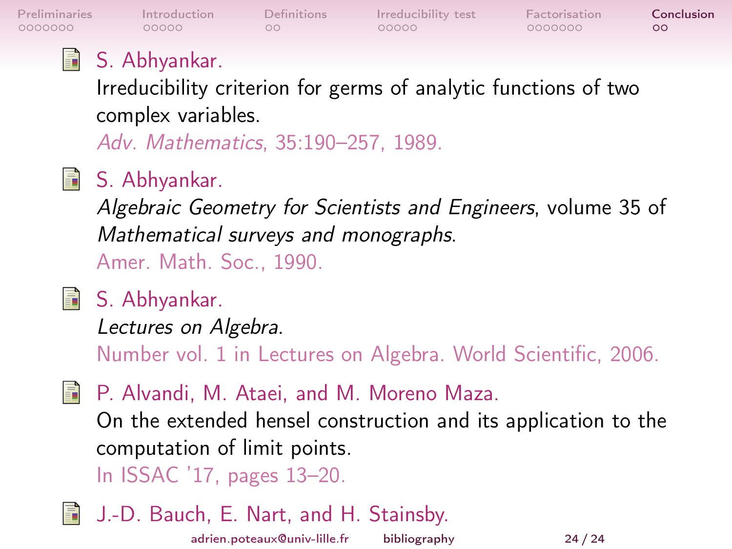S. Abhyankar.
Irreducibility criterion for germs of analytic functions of two complex variables.
*Adv. Mathematics*, 35:190–257, 1989.

S. Abhyankar.
*Algebraic Geometry for Scientists and Engineers*, volume 35 of *Mathematical surveys and monographs*.
Amer. Math. Soc., 1990.

S. Abhyankar.
*Lectures on Algebra*.
Number vol. 1 in Lectures on Algebra. World Scientific, 2006.

P. Alvandi, M. Ataei, and M. Moreno Maza.
On the extended hensel construction and its application to the computation of limit points.
In ISSAC '17, pages 13–20.

J.-D. Bauch, E. Nart, and H. Stainsby.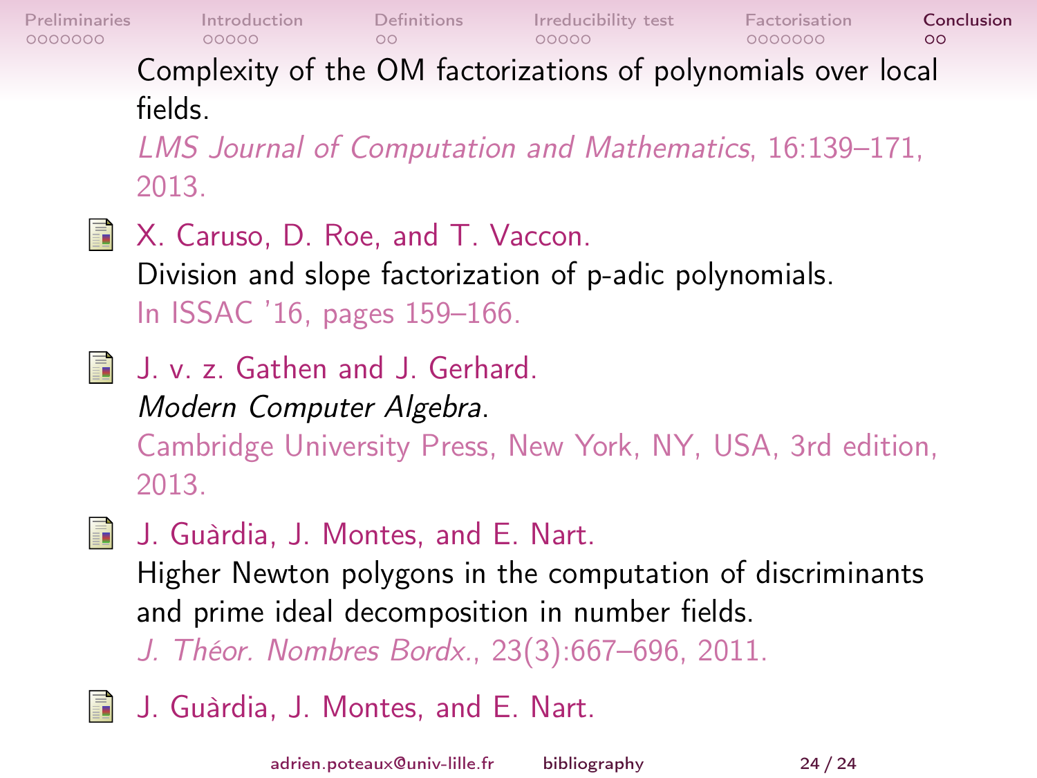Complexity of the OM factorizations of polynomials over local fields.
*LMS Journal of Computation and Mathematics*, 16:139–171, 2013.

- X. Caruso, D. Roe, and T. Vaccon.
  Division and slope factorization of p-adic polynomials.
  In ISSAC '16, pages 159–166.

- J. v. z. Gathen and J. Gerhard.
  *Modern Computer Algebra*.
  Cambridge University Press, New York, NY, USA, 3rd edition, 2013.

- J. Guàrdia, J. Montes, and E. Nart.
  Higher Newton polygons in the computation of discriminants and prime ideal decomposition in number fields.
  *J. Théor. Nombres Bordx.*, 23(3):667–696, 2011.

- J. Guàrdia, J. Montes, and E. Nart.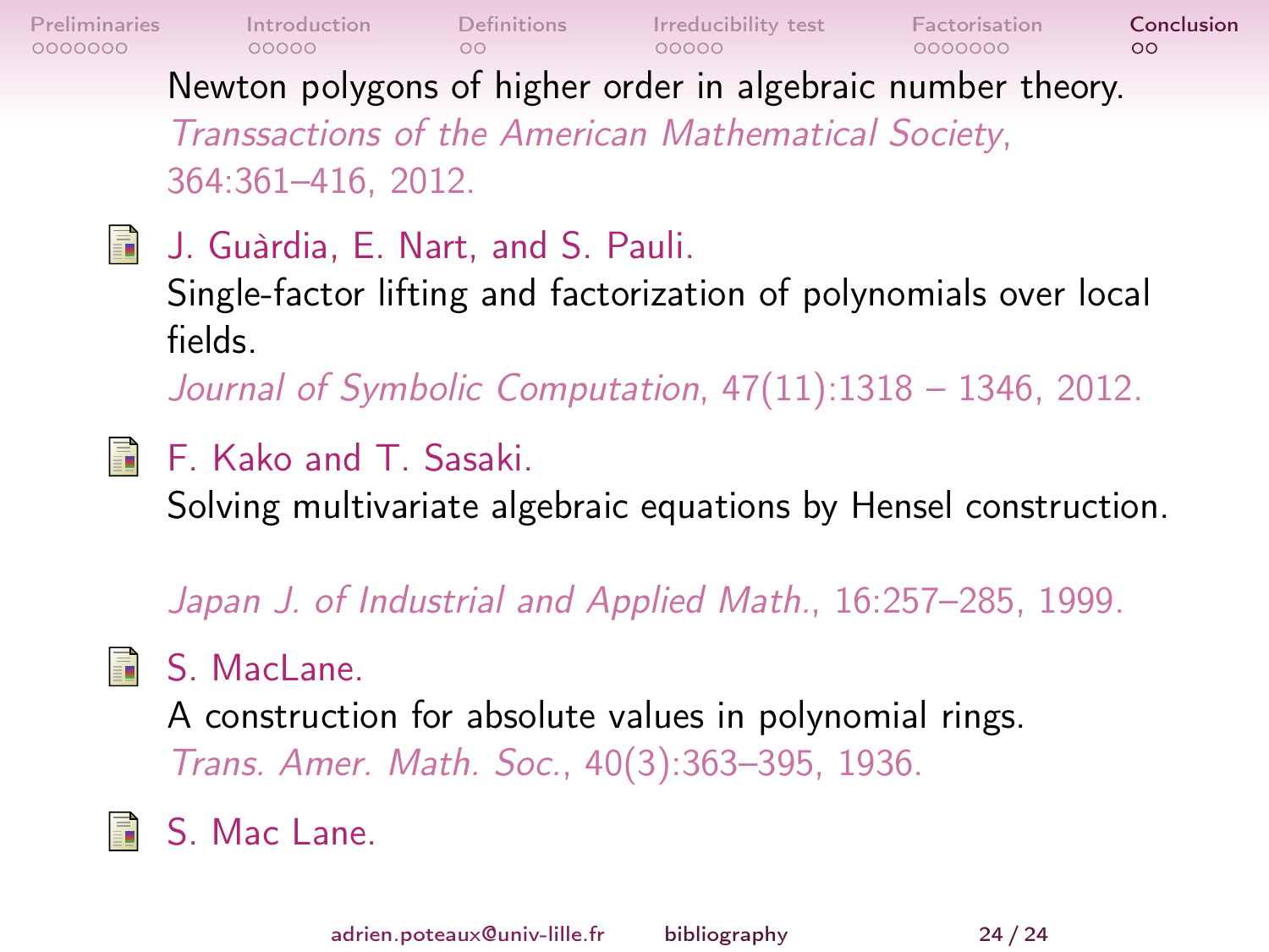Newton polygons of higher order in algebraic number theory.
*Transsactions of the American Mathematical Society*, 364:361–416, 2012.

J. Guàrdia, E. Nart, and S. Pauli.
Single-factor lifting and factorization of polynomials over local fields.
*Journal of Symbolic Computation*, 47(11):1318 – 1346, 2012.

F. Kako and T. Sasaki.
Solving multivariate algebraic equations by Hensel construction.
*Japan J. of Industrial and Applied Math.*, 16:257–285, 1999.

S. MacLane.
A construction for absolute values in polynomial rings.
*Trans. Amer. Math. Soc.*, 40(3):363–395, 1936.

S. Mac Lane.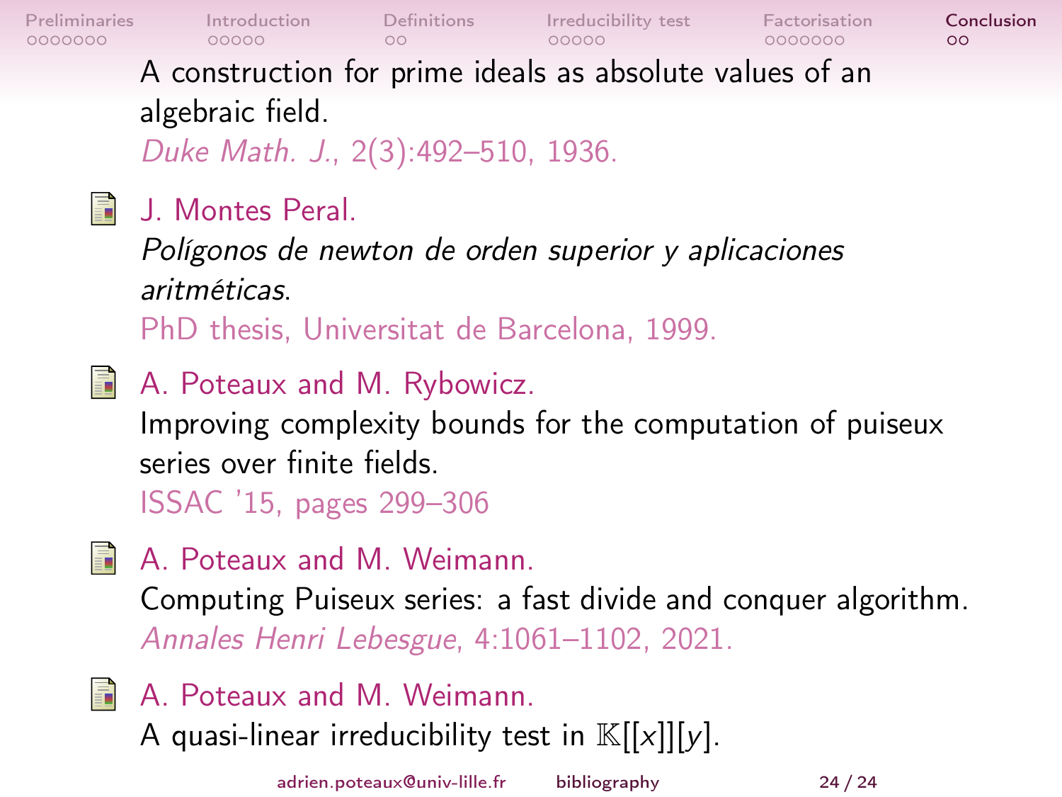A construction for prime ideals as absolute values of an algebraic field.
*Duke Math. J.*, 2(3):492–510, 1936.

- J. Montes Peral.
  *Polígonos de newton de orden superior y aplicaciones aritméticas.*
  PhD thesis, Universitat de Barcelona, 1999.

- A. Poteaux and M. Rybowicz.
  Improving complexity bounds for the computation of puiseux series over finite fields.
  ISSAC '15, pages 299–306

- A. Poteaux and M. Weimann.
  Computing Puiseux series: a fast divide and conquer algorithm.
  *Annales Henri Lebesgue*, 4:1061–1102, 2021.

- A. Poteaux and M. Weimann.
  A quasi-linear irreducibility test in $\mathbb{K}[[x]][y]$.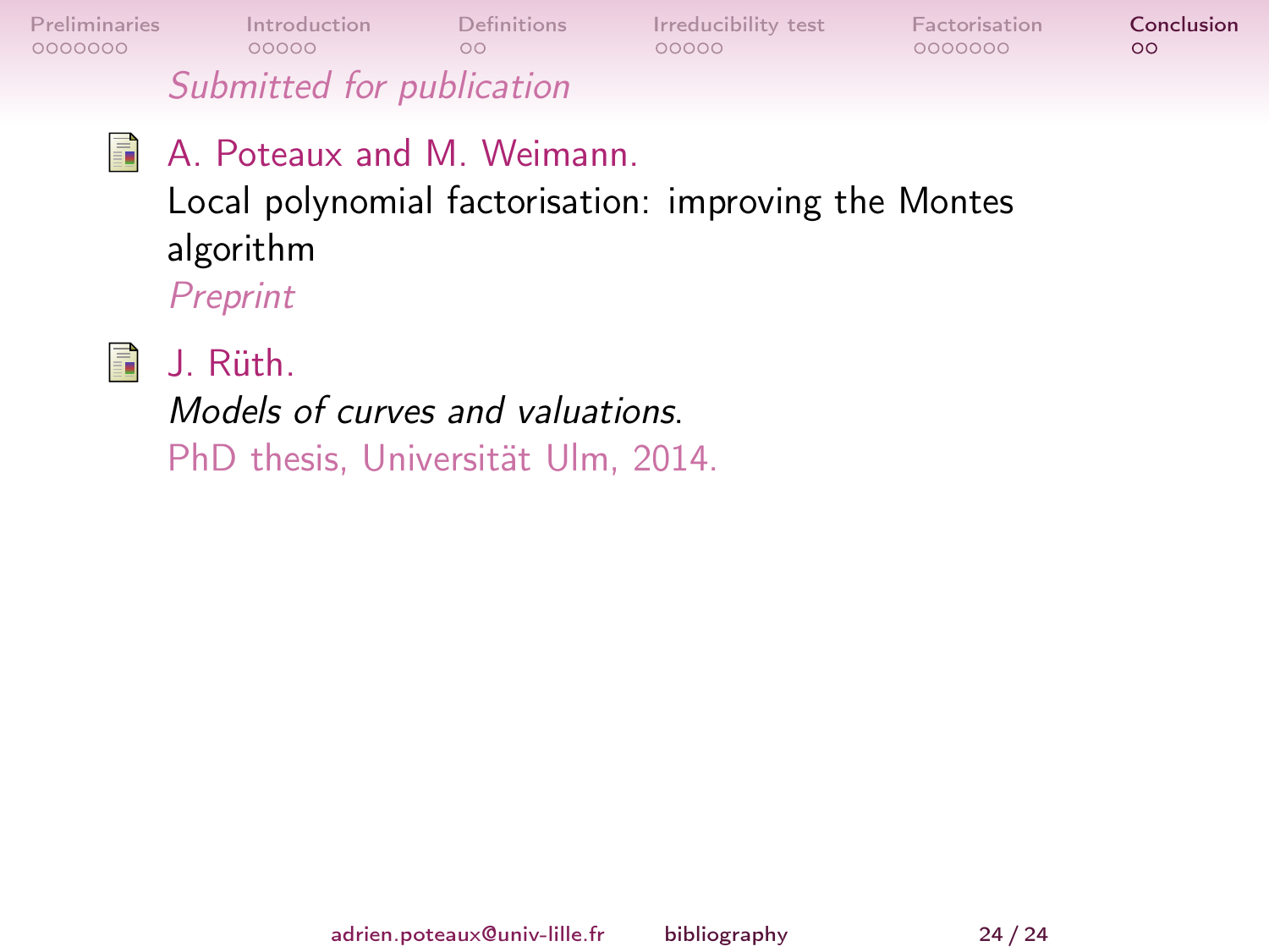*Submitted for publication*

- A. Poteaux and M. Weimann.
  Local polynomial factorisation: improving the Montes algorithm
  *Preprint*

- J. Rüth.
  *Models of curves and valuations*.
  PhD thesis, Universität Ulm, 2014.